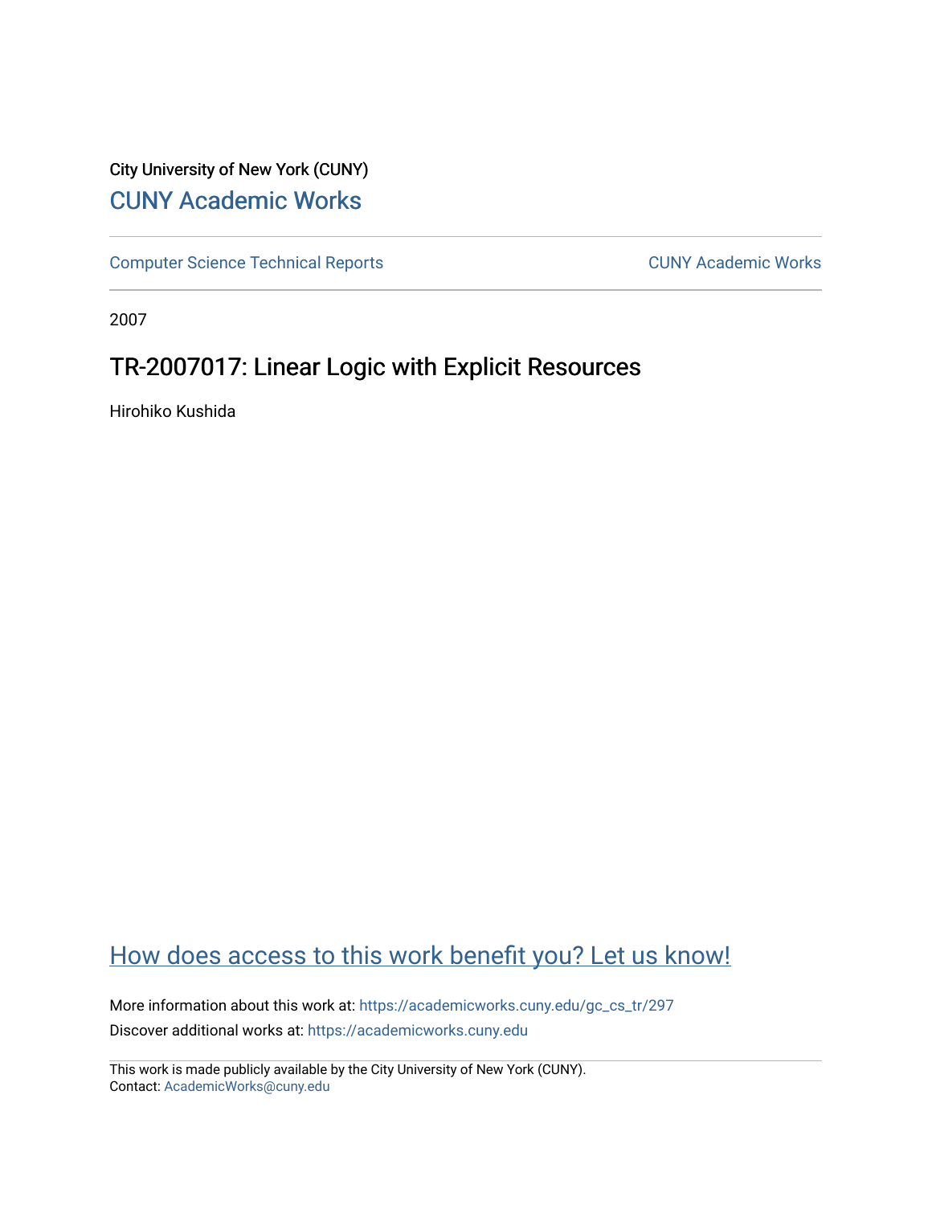City University of New York (CUNY)

CUNY Academic Works

Computer Science Technical Reports

CUNY Academic Works

2007

# TR-2007017: Linear Logic with Explicit Resources

Hirohiko Kushida

How does access to this work benefit you? Let us know!

More information about this work at: https://academicworks.cuny.edu/gc_cs_tr/297

Discover additional works at: https://academicworks.cuny.edu

This work is made publicly available by the City University of New York (CUNY).
Contact: AcademicWorks@cuny.edu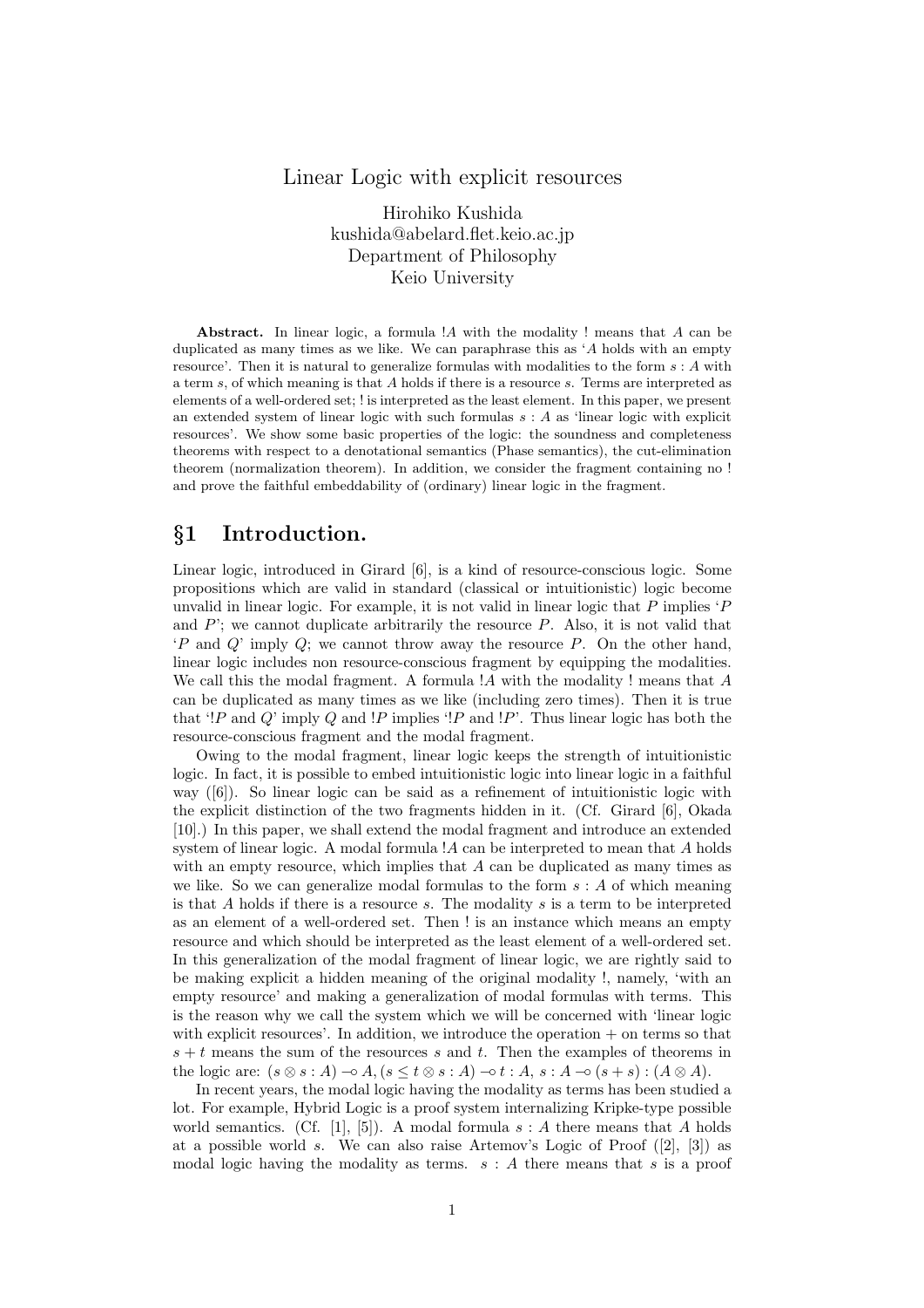# Linear Logic with explicit resources

Hirohiko Kushida
kushida@abelard.flet.keio.ac.jp
Department of Philosophy
Keio University

**Abstract.** In linear logic, a formula $!A$ with the modality $!$ means that $A$ can be duplicated as many times as we like. We can paraphrase this as '$A$ holds with an empty resource'. Then it is natural to generalize formulas with modalities to the form $s : A$ with a term $s$, of which meaning is that $A$ holds if there is a resource $s$. Terms are interpreted as elements of a well-ordered set; $!$ is interpreted as the least element. In this paper, we present an extended system of linear logic with such formulas $s : A$ as 'linear logic with explicit resources'. We show some basic properties of the logic: the soundness and completeness theorems with respect to a denotational semantics (Phase semantics), the cut-elimination theorem (normalization theorem). In addition, we consider the fragment containing no $!$ and prove the faithful embeddability of (ordinary) linear logic in the fragment.

## §1 Introduction.

Linear logic, introduced in Girard [6], is a kind of resource-conscious logic. Some propositions which are valid in standard (classical or intuitionistic) logic become unvalid in linear logic. For example, it is not valid in linear logic that $P$ implies '$P$ and $P$'; we cannot duplicate arbitrarily the resource $P$. Also, it is not valid that '$P$ and $Q$' imply $Q$; we cannot throw away the resource $P$. On the other hand, linear logic includes non resource-conscious fragment by equipping the modalities. We call this the modal fragment. A formula $!A$ with the modality $!$ means that $A$ can be duplicated as many times as we like (including zero times). Then it is true that '$!P$ and $Q$' imply $Q$ and $!P$ implies '$!P$ and $!P$'. Thus linear logic has both the resource-conscious fragment and the modal fragment.

Owing to the modal fragment, linear logic keeps the strength of intuitionistic logic. In fact, it is possible to embed intuitionistic logic into linear logic in a faithful way ([6]). So linear logic can be said as a refinement of intuitionistic logic with the explicit distinction of the two fragments hidden in it. (Cf. Girard [6], Okada [10].) In this paper, we shall extend the modal fragment and introduce an extended system of linear logic. A modal formula $!A$ can be interpreted to mean that $A$ holds with an empty resource, which implies that $A$ can be duplicated as many times as we like. So we can generalize modal formulas to the form $s : A$ of which meaning is that $A$ holds if there is a resource $s$. The modality $s$ is a term to be interpreted as an element of a well-ordered set. Then $!$ is an instance which means an empty resource and which should be interpreted as the least element of a well-ordered set. In this generalization of the modal fragment of linear logic, we are rightly said to be making explicit a hidden meaning of the original modality $!$, namely, 'with an empty resource' and making a generalization of modal formulas with terms. This is the reason why we call the system which we will be concerned with 'linear logic with explicit resources'. In addition, we introduce the operation $+$ on terms so that $s + t$ means the sum of the resources $s$ and $t$. Then the examples of theorems in the logic are: $(s \otimes s : A) \multimap A, (s \leq t \otimes s : A) \multimap t : A, s : A \multimap (s + s) : (A \otimes A)$.

In recent years, the modal logic having the modality as terms has been studied a lot. For example, Hybrid Logic is a proof system internalizing Kripke-type possible world semantics. (Cf. [1], [5]). A modal formula $s : A$ there means that $A$ holds at a possible world $s$. We can also raise Artemov's Logic of Proof ([2], [3]) as modal logic having the modality as terms. $s : A$ there means that $s$ is a proof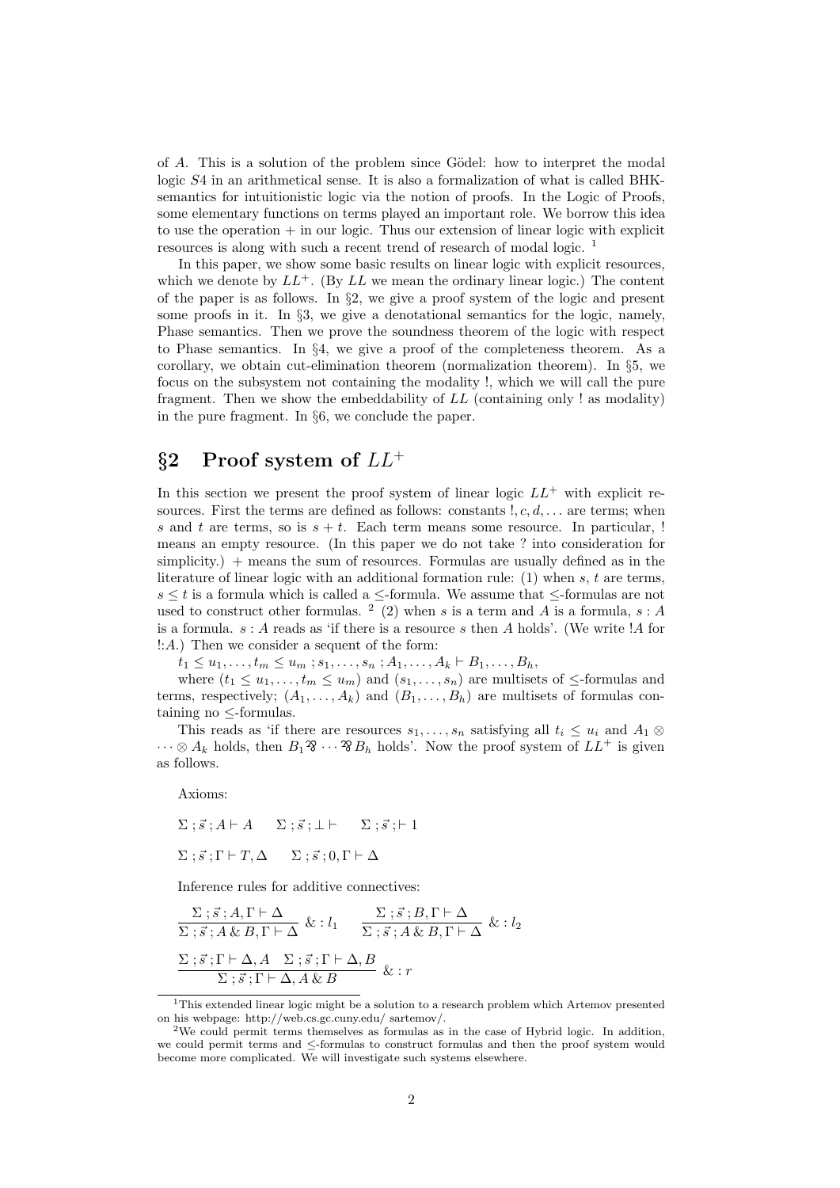of $A$. This is a solution of the problem since Gödel: how to interpret the modal logic $S4$ in an arithmetical sense. It is also a formalization of what is called BHK-semantics for intuitionistic logic via the notion of proofs. In the Logic of Proofs, some elementary functions on terms played an important role. We borrow this idea to use the operation $+$ in our logic. Thus our extension of linear logic with explicit resources is along with such a recent trend of research of modal logic. [1]

In this paper, we show some basic results on linear logic with explicit resources, which we denote by $LL^+$. (By $LL$ we mean the ordinary linear logic.) The content of the paper is as follows. In §2, we give a proof system of the logic and present some proofs in it. In §3, we give a denotational semantics for the logic, namely, Phase semantics. Then we prove the soundness theorem of the logic with respect to Phase semantics. In §4, we give a proof of the completeness theorem. As a corollary, we obtain cut-elimination theorem (normalization theorem). In §5, we focus on the subsystem not containing the modality !, which we will call the pure fragment. Then we show the embeddability of $LL$ (containing only ! as modality) in the pure fragment. In §6, we conclude the paper.

## §2 Proof system of $LL^+$

In this section we present the proof system of linear logic $LL^+$ with explicit resources. First the terms are defined as follows: constants $!, c, d, \ldots$ are terms; when $s$ and $t$ are terms, so is $s + t$. Each term means some resource. In particular, ! means an empty resource. (In this paper we do not take ? into consideration for simplicity.) $+$ means the sum of resources. Formulas are usually defined as in the literature of linear logic with an additional formation rule: (1) when $s$, $t$ are terms, $s \leq t$ is a formula which is called a $\leq$-formula. We assume that $\leq$-formulas are not used to construct other formulas. [2] (2) when $s$ is a term and $A$ is a formula, $s : A$ is a formula. $s : A$ reads as 'if there is a resource $s$ then $A$ holds'. (We write $!A$ for $!{:}A$.) Then we consider a sequent of the form:

$t_1 \leq u_1, \ldots, t_m \leq u_m \,;\, s_1, \ldots, s_n \,;\, A_1, \ldots, A_k \vdash B_1, \ldots, B_h,$

where $(t_1 \leq u_1, \ldots, t_m \leq u_m)$ and $(s_1, \ldots, s_n)$ are multisets of $\leq$-formulas and terms, respectively; $(A_1, \ldots, A_k)$ and $(B_1, \ldots, B_h)$ are multisets of formulas containing no $\leq$-formulas.

This reads as 'if there are resources $s_1, \ldots, s_n$ satisfying all $t_i \leq u_i$ and $A_1 \otimes \cdots \otimes A_k$ holds, then $B_1 \parr \cdots \parr B_h$ holds'. Now the proof system of $LL^+$ is given as follows.

Axioms:

$\Sigma \,;\, \vec{s} \,;\, A \vdash A \qquad \Sigma \,;\, \vec{s} \,;\, \bot \vdash \qquad \Sigma \,;\, \vec{s} \,;\, \vdash 1$

$\Sigma \,;\, \vec{s} \,;\, \Gamma \vdash T, \Delta \qquad \Sigma \,;\, \vec{s} \,;\, 0, \Gamma \vdash \Delta$

Inference rules for additive connectives:

$$\frac{\Sigma \,;\, \vec{s} \,;\, A, \Gamma \vdash \Delta}{\Sigma \,;\, \vec{s} \,;\, A \,\&\, B, \Gamma \vdash \Delta}\ \& : l_1 \qquad \frac{\Sigma \,;\, \vec{s} \,;\, B, \Gamma \vdash \Delta}{\Sigma \,;\, \vec{s} \,;\, A \,\&\, B, \Gamma \vdash \Delta}\ \& : l_2$$

$$\frac{\Sigma \,;\, \vec{s} \,;\, \Gamma \vdash \Delta, A \quad \Sigma \,;\, \vec{s} \,;\, \Gamma \vdash \Delta, B}{\Sigma \,;\, \vec{s} \,;\, \Gamma \vdash \Delta, A \,\&\, B}\ \& : r$$

[1] This extended linear logic might be a solution to a research problem which Artemov presented on his webpage: http://web.cs.gc.cuny.edu/ sartemov/.

[2] We could permit terms themselves as formulas as in the case of Hybrid logic. In addition, we could permit terms and $\leq$-formulas to construct formulas and then the proof system would become more complicated. We will investigate such systems elsewhere.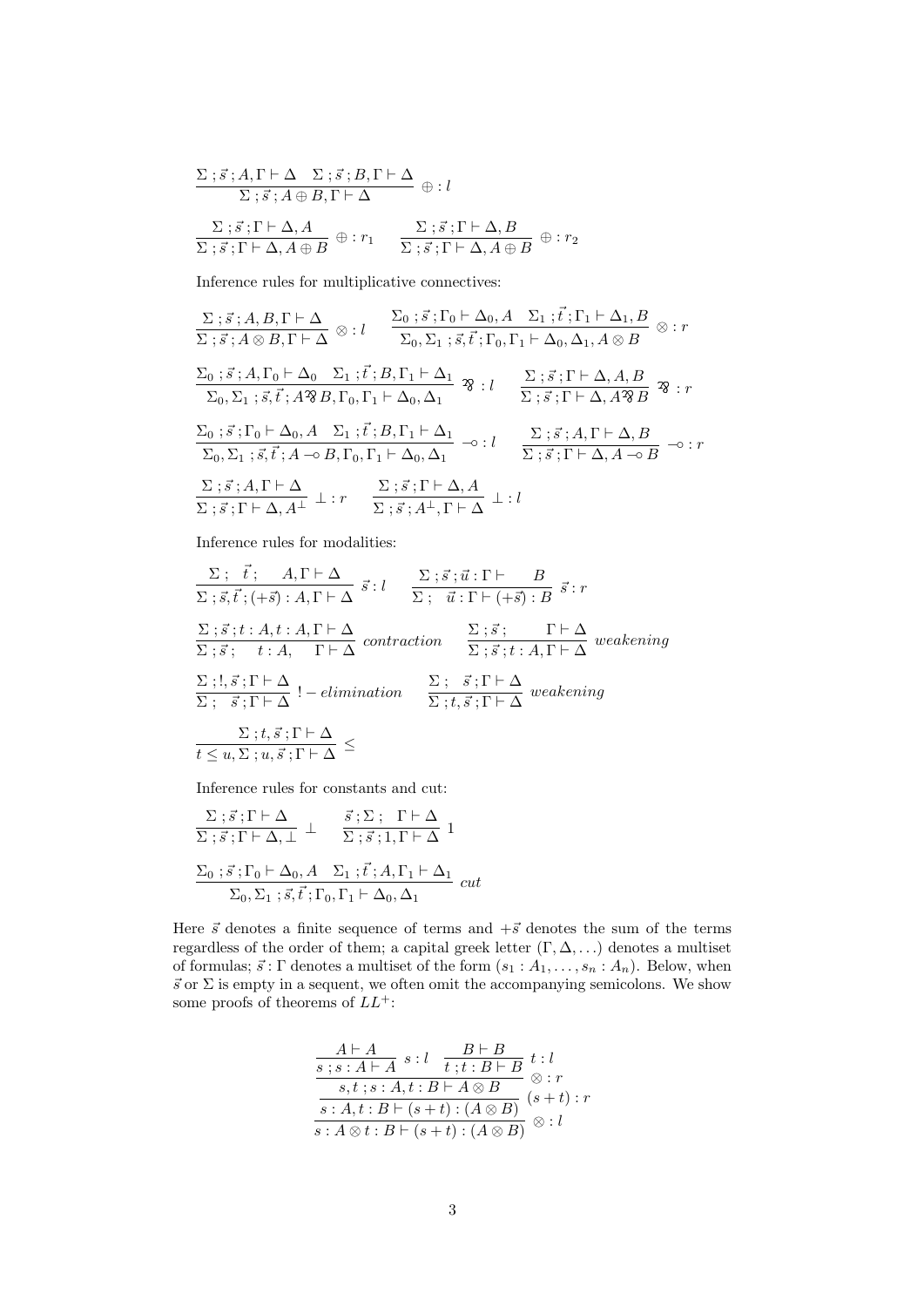$$\frac{\Sigma\,;\vec{s}\,;A,\Gamma\vdash\Delta\quad\Sigma\,;\vec{s}\,;B,\Gamma\vdash\Delta}{\Sigma\,;\vec{s}\,;A\oplus B,\Gamma\vdash\Delta}\ \oplus:l$$

$$\frac{\Sigma\,;\vec{s}\,;\Gamma\vdash\Delta,A}{\Sigma\,;\vec{s}\,;\Gamma\vdash\Delta,A\oplus B}\ \oplus:r_1\qquad\frac{\Sigma\,;\vec{s}\,;\Gamma\vdash\Delta,B}{\Sigma\,;\vec{s}\,;\Gamma\vdash\Delta,A\oplus B}\ \oplus:r_2$$

Inference rules for multiplicative connectives:

$$\frac{\Sigma\,;\vec{s}\,;A,B,\Gamma\vdash\Delta}{\Sigma\,;\vec{s}\,;A\otimes B,\Gamma\vdash\Delta}\ \otimes:l\qquad\frac{\Sigma_0\,;\vec{s}\,;\Gamma_0\vdash\Delta_0,A\quad\Sigma_1\,;\vec{t}\,;\Gamma_1\vdash\Delta_1,B}{\Sigma_0,\Sigma_1\,;\vec{s},\vec{t}\,;\Gamma_0,\Gamma_1\vdash\Delta_0,\Delta_1,A\otimes B}\ \otimes:r$$

$$\frac{\Sigma_0\,;\vec{s}\,;A,\Gamma_0\vdash\Delta_0\quad\Sigma_1\,;\vec{t}\,;B,\Gamma_1\vdash\Delta_1}{\Sigma_0,\Sigma_1\,;\vec{s},\vec{t}\,;A⅋B,\Gamma_0,\Gamma_1\vdash\Delta_0,\Delta_1}\ ⅋:l\qquad\frac{\Sigma\,;\vec{s}\,;\Gamma\vdash\Delta,A,B}{\Sigma\,;\vec{s}\,;\Gamma\vdash\Delta,A⅋B}\ ⅋:r$$

$$\frac{\Sigma_0\,;\vec{s}\,;\Gamma_0\vdash\Delta_0,A\quad\Sigma_1\,;\vec{t}\,;B,\Gamma_1\vdash\Delta_1}{\Sigma_0,\Sigma_1\,;\vec{s},\vec{t}\,;A\multimap B,\Gamma_0,\Gamma_1\vdash\Delta_0,\Delta_1}\ \multimap:l\qquad\frac{\Sigma\,;\vec{s}\,;A,\Gamma\vdash\Delta,B}{\Sigma\,;\vec{s}\,;\Gamma\vdash\Delta,A\multimap B}\ \multimap:r$$

$$\frac{\Sigma\,;\vec{s}\,;A,\Gamma\vdash\Delta}{\Sigma\,;\vec{s}\,;\Gamma\vdash\Delta,A^{\perp}}\ \perp:r\qquad\frac{\Sigma\,;\vec{s}\,;\Gamma\vdash\Delta,A}{\Sigma\,;\vec{s}\,;A^{\perp},\Gamma\vdash\Delta}\ \perp:l$$

Inference rules for modalities:

$$\frac{\Sigma\,;\ \vec{t}\,;\quad A,\Gamma\vdash\Delta}{\Sigma\,;\vec{s},\vec{t}\,;(+\vec{s}):A,\Gamma\vdash\Delta}\ \vec{s}:l\qquad\frac{\Sigma\,;\vec{s}\,;\vec{u}:\Gamma\vdash\quad B}{\Sigma\,;\quad\vec{u}:\Gamma\vdash(+\vec{s}):B}\ \vec{s}:r$$

$$\frac{\Sigma\,;\vec{s}\,;t:A,t:A,\Gamma\vdash\Delta}{\Sigma\,;\vec{s}\,;\quad t:A,\quad\Gamma\vdash\Delta}\ contraction\qquad\frac{\Sigma\,;\vec{s}\,;\qquad\Gamma\vdash\Delta}{\Sigma\,;\vec{s}\,;t:A,\Gamma\vdash\Delta}\ weakening$$

$$\frac{\Sigma\,;!,\vec{s}\,;\Gamma\vdash\Delta}{\Sigma\,;\quad\vec{s}\,;\Gamma\vdash\Delta}\ !-elimination\qquad\frac{\Sigma\,;\quad\vec{s}\,;\Gamma\vdash\Delta}{\Sigma\,;t,\vec{s}\,;\Gamma\vdash\Delta}\ weakening$$

$$\frac{\Sigma\,;t,\vec{s}\,;\Gamma\vdash\Delta}{t\leq u,\Sigma\,;u,\vec{s}\,;\Gamma\vdash\Delta}\ \leq$$

Inference rules for constants and cut:

$$\frac{\Sigma\,;\vec{s}\,;\Gamma\vdash\Delta}{\Sigma\,;\vec{s}\,;\Gamma\vdash\Delta,\perp}\ \perp\qquad\frac{\vec{s}\,;\Sigma\,;\quad\Gamma\vdash\Delta}{\Sigma\,;\vec{s}\,;1,\Gamma\vdash\Delta}\ 1$$

$$\frac{\Sigma_0\,;\vec{s}\,;\Gamma_0\vdash\Delta_0,A\quad\Sigma_1\,;\vec{t}\,;A,\Gamma_1\vdash\Delta_1}{\Sigma_0,\Sigma_1\,;\vec{s},\vec{t}\,;\Gamma_0,\Gamma_1\vdash\Delta_0,\Delta_1}\ cut$$

Here $\vec{s}$ denotes a finite sequence of terms and $+\vec{s}$ denotes the sum of the terms regardless of the order of them; a capital greek letter $(\Gamma, \Delta, \ldots)$ denotes a multiset of formulas; $\vec{s} : \Gamma$ denotes a multiset of the form $(s_1 : A_1, \ldots, s_n : A_n)$. Below, when $\vec{s}$ or $\Sigma$ is empty in a sequent, we often omit the accompanying semicolons. We show some proofs of theorems of $LL^+$:

$$\cfrac{\cfrac{\cfrac{\cfrac{A\vdash A}{s\,;s:A\vdash A}\ s:l\quad\cfrac{B\vdash B}{t\,;t:B\vdash B}\ t:l}{s,t\,;s:A,t:B\vdash A\otimes B}\ \otimes:r}{s:A,t:B\vdash(s+t):(A\otimes B)}\ (s+t):r}{s:A\otimes t:B\vdash(s+t):(A\otimes B)}\ \otimes:l$$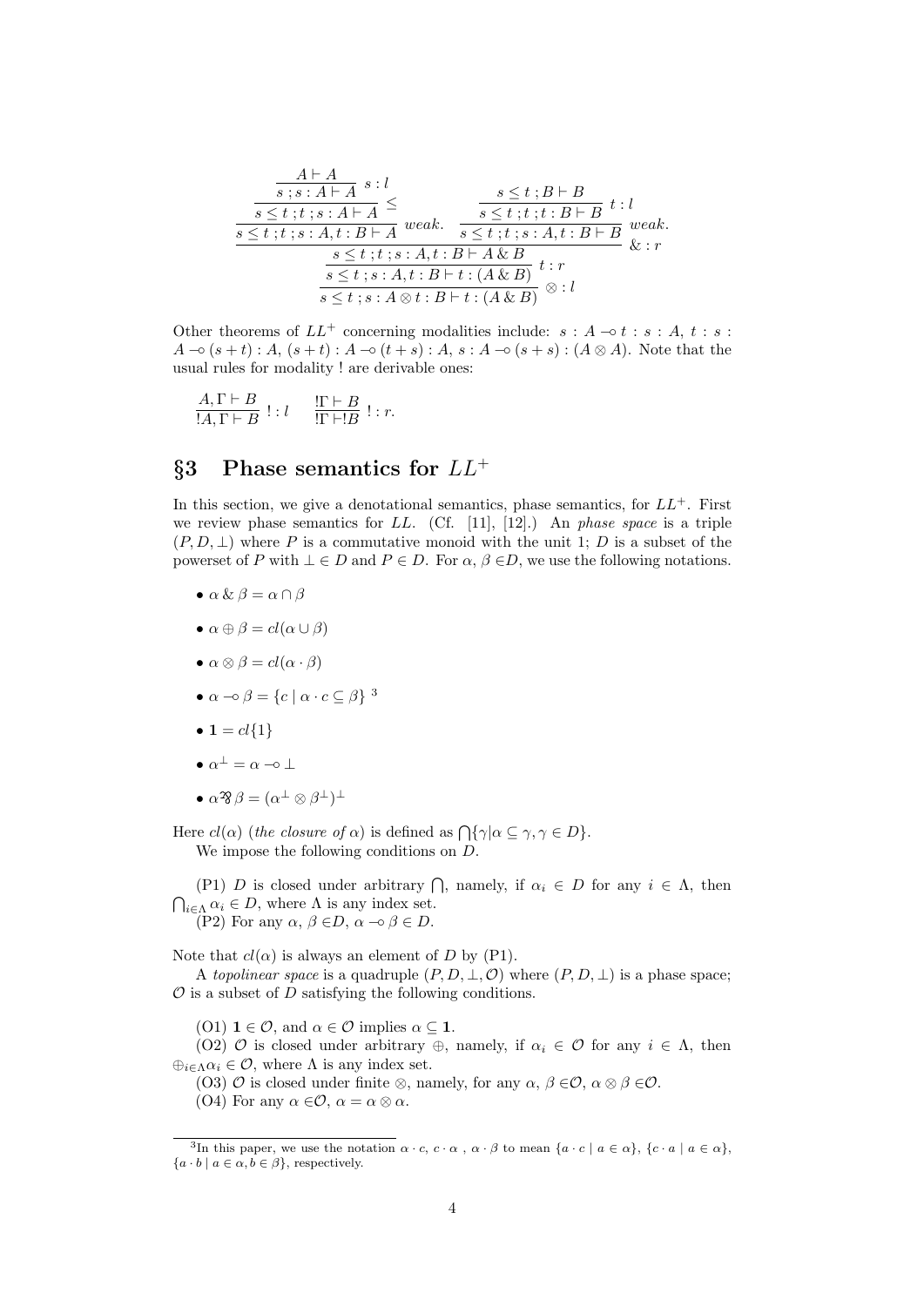$$
\dfrac{\dfrac{\dfrac{\dfrac{A \vdash A}{s\,;s : A \vdash A}\ s:l}{s \le t\,;t\,;s : A \vdash A}\ \le}{s \le t\,;t\,;s : A, t : B \vdash A}\ weak. \qquad \dfrac{\dfrac{s \le t\,;B \vdash B}{s \le t\,;t\,;t : B \vdash B}\ t:l}{s \le t\,;t\,;s : A, t : B \vdash B}\ weak.}{\dfrac{\dfrac{s \le t\,;t\,;s : A, t : B \vdash A \,\&\, B}{s \le t\,;s : A, t : B \vdash t : (A \,\&\, B)}\ t:r}{s \le t\,;s : A \otimes t : B \vdash t : (A \,\&\, B)}\ \otimes : l}\ \& : r
$$

Other theorems of $LL^+$ concerning modalities include: $s : A \multimap t : s : A$, $t : s : A \multimap (s+t) : A$, $(s+t) : A \multimap (t+s) : A$, $s : A \multimap (s+s) : (A \otimes A)$. Note that the usual rules for modality ! are derivable ones:

$$
\frac{A, \Gamma \vdash B}{!A, \Gamma \vdash B}\ ! : l \qquad \frac{!\Gamma \vdash B}{!\Gamma \vdash !B}\ ! : r.
$$

## §3 Phase semantics for $LL^+$

In this section, we give a denotational semantics, phase semantics, for $LL^+$. First we review phase semantics for $LL$. (Cf. [11], [12].) An *phase space* is a triple $(P, D, \bot)$ where $P$ is a commutative monoid with the unit 1; $D$ is a subset of the powerset of $P$ with $\bot \in D$ and $P \in D$. For $\alpha, \beta \in D$, we use the following notations.

- $\alpha \,\&\, \beta = \alpha \cap \beta$
- $\alpha \oplus \beta = cl(\alpha \cup \beta)$
- $\alpha \otimes \beta = cl(\alpha \cdot \beta)$
- $\alpha \multimap \beta = \{c \mid \alpha \cdot c \subseteq \beta\}$ [3]
- $\mathbf{1} = cl\{1\}$
- $\alpha^\bot = \alpha \multimap \bot$
- $\alpha \parr \beta = (\alpha^\bot \otimes \beta^\bot)^\bot$

Here $cl(\alpha)$ (*the closure of* $\alpha$) is defined as $\bigcap\{\gamma | \alpha \subseteq \gamma, \gamma \in D\}$.

We impose the following conditions on $D$.

(P1) $D$ is closed under arbitrary $\bigcap$, namely, if $\alpha_i \in D$ for any $i \in \Lambda$, then $\bigcap_{i \in \Lambda} \alpha_i \in D$, where $\Lambda$ is any index set.
(P2) For any $\alpha, \beta \in D$, $\alpha \multimap \beta \in D$.

Note that $cl(\alpha)$ is always an element of $D$ by (P1).

A *topolinear space* is a quadruple $(P, D, \bot, \mathcal{O})$ where $(P, D, \bot)$ is a phase space; $\mathcal{O}$ is a subset of $D$ satisfying the following conditions.

(O1) $\mathbf{1} \in \mathcal{O}$, and $\alpha \in \mathcal{O}$ implies $\alpha \subseteq \mathbf{1}$.
(O2) $\mathcal{O}$ is closed under arbitrary $\oplus$, namely, if $\alpha_i \in \mathcal{O}$ for any $i \in \Lambda$, then $\oplus_{i \in \Lambda} \alpha_i \in \mathcal{O}$, where $\Lambda$ is any index set.
(O3) $\mathcal{O}$ is closed under finite $\otimes$, namely, for any $\alpha, \beta \in \mathcal{O}$, $\alpha \otimes \beta \in \mathcal{O}$.
(O4) For any $\alpha \in \mathcal{O}$, $\alpha = \alpha \otimes \alpha$.

---

[3] In this paper, we use the notation $\alpha \cdot c$, $c \cdot \alpha$ , $\alpha \cdot \beta$ to mean $\{a \cdot c \mid a \in \alpha\}$, $\{c \cdot a \mid a \in \alpha\}$, $\{a \cdot b \mid a \in \alpha, b \in \beta\}$, respectively.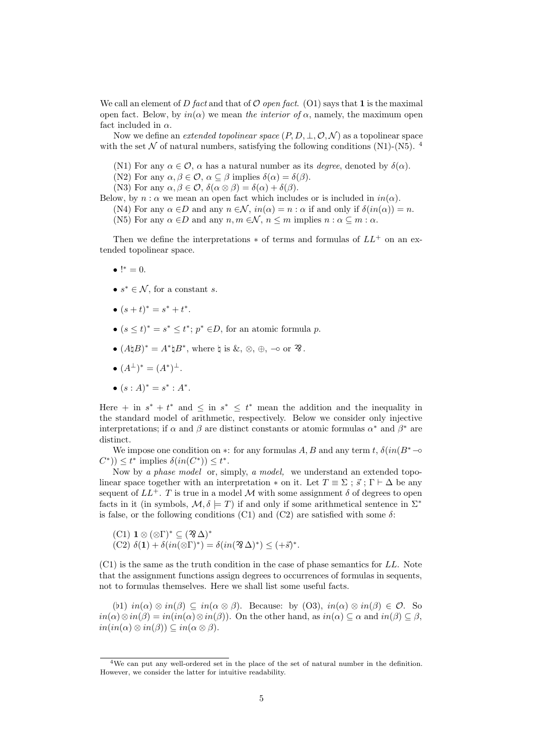We call an element of $D$ *fact* and that of $\mathcal{O}$ *open fact*. (O1) says that $\mathbf{1}$ is the maximal open fact. Below, by $in(\alpha)$ we mean *the interior of* $\alpha$, namely, the maximum open fact included in $\alpha$.

Now we define an *extended topolinear space* $(P, D, \perp, \mathcal{O}, \mathcal{N})$ as a topolinear space with the set $\mathcal{N}$ of natural numbers, satisfying the following conditions (N1)-(N5). [4]

(N1) For any $\alpha \in \mathcal{O}$, $\alpha$ has a natural number as its *degree*, denoted by $\delta(\alpha)$.
(N2) For any $\alpha, \beta \in \mathcal{O}$, $\alpha \subseteq \beta$ implies $\delta(\alpha) = \delta(\beta)$.
(N3) For any $\alpha, \beta \in \mathcal{O}$, $\delta(\alpha \otimes \beta) = \delta(\alpha) + \delta(\beta)$.
Below, by $n : \alpha$ we mean an open fact which includes or is included in $in(\alpha)$.
(N4) For any $\alpha \in D$ and any $n \in \mathcal{N}$, $in(\alpha) = n : \alpha$ if and only if $\delta(in(\alpha)) = n$.
(N5) For any $\alpha \in D$ and any $n, m \in \mathcal{N}$, $n \leq m$ implies $n : \alpha \subseteq m : \alpha$.

Then we define the interpretations $*$ of terms and formulas of $LL^+$ on an extended topolinear space.

- $!^* = 0$.
- $s^* \in \mathcal{N}$, for a constant $s$.
- $(s + t)^* = s^* + t^*$.
- $(s \leq t)^* = s^* \leq t^*$; $p^* \in D$, for an atomic formula $p$.
- $(A \natural B)^* = A^* \natural B^*$, where $\natural$ is $\&$, $\otimes$, $\oplus$, $\multimap$ or $⅋$.
- $(A^\perp)^* = (A^*)^\perp$.
- $(s : A)^* = s^* : A^*$.

Here $+$ in $s^* + t^*$ and $\leq$ in $s^* \leq t^*$ mean the addition and the inequality in the standard model of arithmetic, respectively. Below we consider only injective interpretations; if $\alpha$ and $\beta$ are distinct constants or atomic formulas $\alpha^*$ and $\beta^*$ are distinct.

We impose one condition on $*$: for any formulas $A, B$ and any term $t$, $\delta(in(B^* \multimap C^*)) \leq t^*$ implies $\delta(in(C^*)) \leq t^*$.

Now by *a phase model* or, simply, *a model,* we understand an extended topolinear space together with an interpretation $*$ on it. Let $T \equiv \Sigma \,;\, \vec{s} \,;\, \Gamma \vdash \Delta$ be any sequent of $LL^+$. $T$ is true in a model $\mathcal{M}$ with some assignment $\delta$ of degrees to open facts in it (in symbols, $\mathcal{M}, \delta \models T$) if and only if some arithmetical sentence in $\Sigma^*$ is false, or the following conditions (C1) and (C2) are satisfied with some $\delta$:

(C1) $\mathbf{1} \otimes (\otimes\Gamma)^* \subseteq (⅋\Delta)^*$
(C2) $\delta(\mathbf{1}) + \delta(in(\otimes\Gamma)^*) = \delta(in(⅋\Delta)^*) \leq (+\vec{s})^*$.

(C1) is the same as the truth condition in the case of phase semantics for $LL$. Note that the assignment functions assign degrees to occurrences of formulas in sequents, not to formulas themselves. Here we shall list some useful facts.

($\flat$1) $in(\alpha) \otimes in(\beta) \subseteq in(\alpha \otimes \beta)$. Because: by (O3), $in(\alpha) \otimes in(\beta) \in \mathcal{O}$. So $in(\alpha) \otimes in(\beta) = in(in(\alpha) \otimes in(\beta))$. On the other hand, as $in(\alpha) \subseteq \alpha$ and $in(\beta) \subseteq \beta$, $in(in(\alpha) \otimes in(\beta)) \subseteq in(\alpha \otimes \beta)$.

[4] We can put any well-ordered set in the place of the set of natural number in the definition. However, we consider the latter for intuitive readability.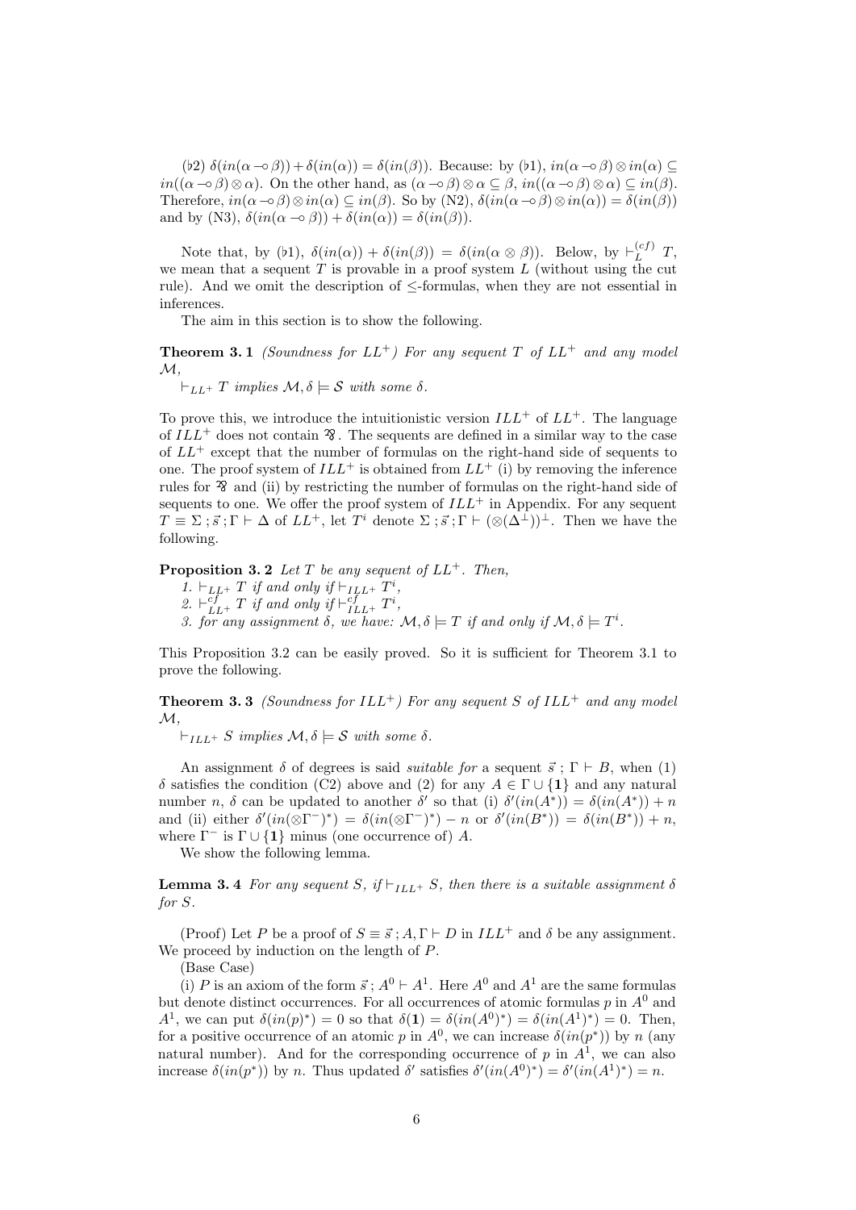($\flat$2) $\delta(in(\alpha \multimap \beta)) + \delta(in(\alpha)) = \delta(in(\beta))$. Because: by ($\flat$1), $in(\alpha \multimap \beta) \otimes in(\alpha) \subseteq in((\alpha \multimap \beta) \otimes \alpha)$. On the other hand, as $(\alpha \multimap \beta) \otimes \alpha \subseteq \beta$, $in((\alpha \multimap \beta) \otimes \alpha) \subseteq in(\beta)$. Therefore, $in(\alpha \multimap \beta) \otimes in(\alpha) \subseteq in(\beta)$. So by (N2), $\delta(in(\alpha \multimap \beta) \otimes in(\alpha)) = \delta(in(\beta))$ and by (N3), $\delta(in(\alpha \multimap \beta)) + \delta(in(\alpha)) = \delta(in(\beta))$.

Note that, by ($\flat$1), $\delta(in(\alpha)) + \delta(in(\beta)) = \delta(in(\alpha \otimes \beta))$. Below, by $\vdash_L^{(cf)} T$, we mean that a sequent $T$ is provable in a proof system $L$ (without using the cut rule). And we omit the description of $\leq$-formulas, when they are not essential in inferences.

The aim in this section is to show the following.

**Theorem 3. 1** *(Soundness for $LL^+$) For any sequent $T$ of $LL^+$ and any model $\mathcal{M}$,*

*$\vdash_{LL^+} T$ implies $\mathcal{M}, \delta \models \mathcal{S}$ with some $\delta$.*

To prove this, we introduce the intuitionistic version $ILL^+$ of $LL^+$. The language of $ILL^+$ does not contain $\parr$. The sequents are defined in a similar way to the case of $LL^+$ except that the number of formulas on the right-hand side of sequents to one. The proof system of $ILL^+$ is obtained from $LL^+$ (i) by removing the inference rules for $\parr$ and (ii) by restricting the number of formulas on the right-hand side of sequents to one. We offer the proof system of $ILL^+$ in Appendix. For any sequent $T \equiv \Sigma\,;\vec{s}\,;\Gamma \vdash \Delta$ of $LL^+$, let $T^i$ denote $\Sigma\,;\vec{s}\,;\Gamma \vdash (\otimes(\Delta^\perp))^\perp$. Then we have the following.

**Proposition 3. 2** *Let $T$ be any sequent of $LL^+$. Then,*

*1. $\vdash_{LL^+} T$ if and only if $\vdash_{ILL^+} T^i$,*
*2. $\vdash_{LL^+}^{cf} T$ if and only if $\vdash_{ILL^+}^{cf} T^i$,*
*3. for any assignment $\delta$, we have: $\mathcal{M}, \delta \models T$ if and only if $\mathcal{M}, \delta \models T^i$.*

This Proposition 3.2 can be easily proved. So it is sufficient for Theorem 3.1 to prove the following.

**Theorem 3. 3** *(Soundness for $ILL^+$) For any sequent $S$ of $ILL^+$ and any model $\mathcal{M}$,*

*$\vdash_{ILL^+} S$ implies $\mathcal{M}, \delta \models \mathcal{S}$ with some $\delta$.*

An assignment $\delta$ of degrees is said *suitable for* a sequent $\vec{s}\,;\,\Gamma \vdash B$, when (1) $\delta$ satisfies the condition (C2) above and (2) for any $A \in \Gamma \cup \{\mathbf{1}\}$ and any natural number $n$, $\delta$ can be updated to another $\delta'$ so that (i) $\delta'(in(A^*)) = \delta(in(A^*)) + n$ and (ii) either $\delta'(in(\otimes\Gamma^-)^*) = \delta(in(\otimes\Gamma^-)^*) - n$ or $\delta'(in(B^*)) = \delta(in(B^*)) + n$, where $\Gamma^-$ is $\Gamma \cup \{\mathbf{1}\}$ minus (one occurrence of) $A$.

We show the following lemma.

**Lemma 3. 4** *For any sequent $S$, if $\vdash_{ILL^+} S$, then there is a suitable assignment $\delta$ for $S$.*

(Proof) Let $P$ be a proof of $S \equiv \vec{s}\,;A,\Gamma \vdash D$ in $ILL^+$ and $\delta$ be any assignment. We proceed by induction on the length of $P$.

(Base Case)

(i) $P$ is an axiom of the form $\vec{s}\,;A^0 \vdash A^1$. Here $A^0$ and $A^1$ are the same formulas but denote distinct occurrences. For all occurrences of atomic formulas $p$ in $A^0$ and $A^1$, we can put $\delta(in(p)^*) = 0$ so that $\delta(\mathbf{1}) = \delta(in(A^0)^*) = \delta(in(A^1)^*) = 0$. Then, for a positive occurrence of an atomic $p$ in $A^0$, we can increase $\delta(in(p^*))$ by $n$ (any natural number). And for the corresponding occurrence of $p$ in $A^1$, we can also increase $\delta(in(p^*))$ by $n$. Thus updated $\delta'$ satisfies $\delta'(in(A^0)^*) = \delta'(in(A^1)^*) = n$.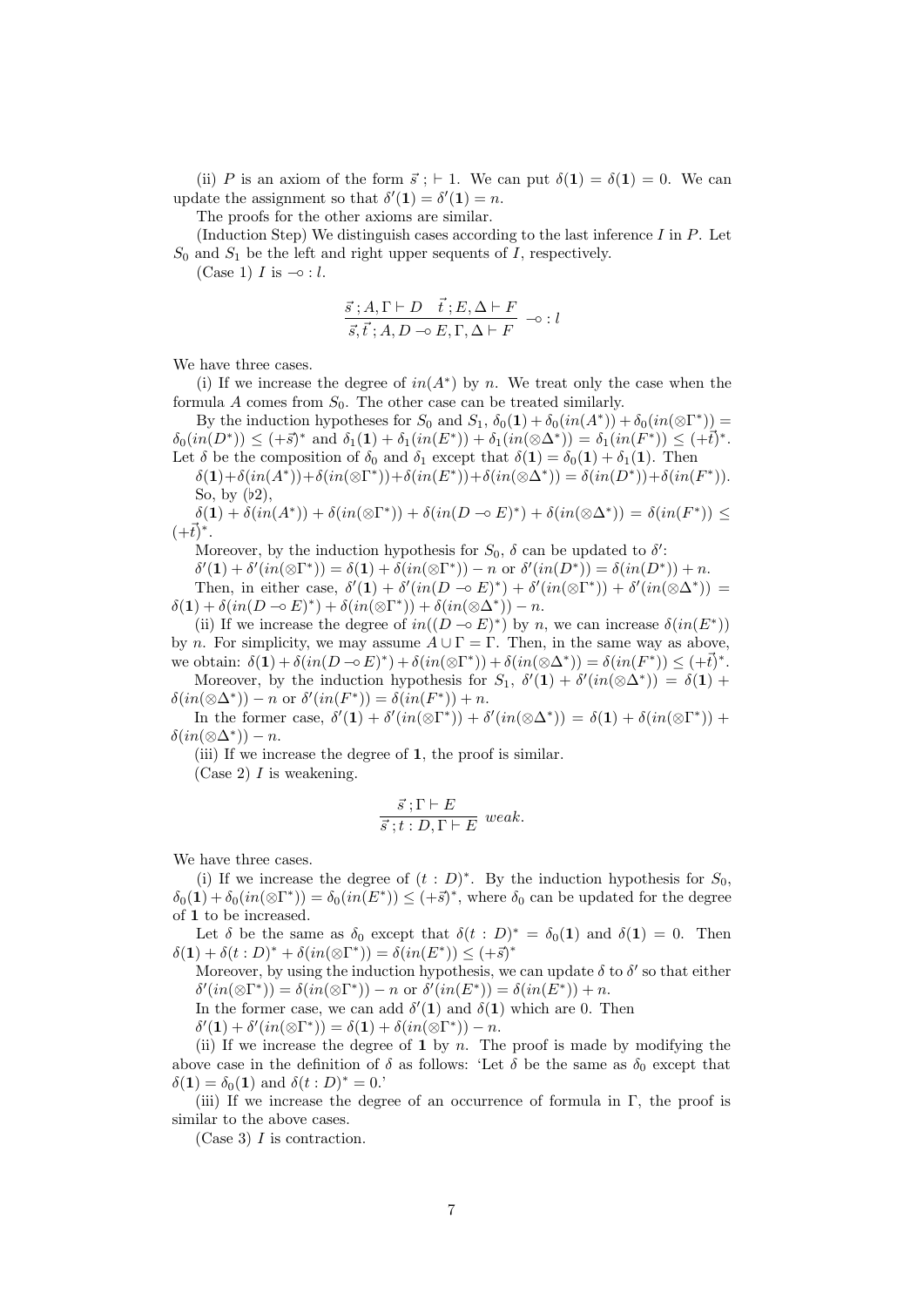(ii) $P$ is an axiom of the form $\vec{s}\,;\vdash 1$. We can put $\delta(\mathbf{1}) = \delta(\mathbf{1}) = 0$. We can update the assignment so that $\delta'(\mathbf{1}) = \delta'(\mathbf{1}) = n$.

The proofs for the other axioms are similar.

(Induction Step) We distinguish cases according to the last inference $I$ in $P$. Let $S_0$ and $S_1$ be the left and right upper sequents of $I$, respectively.

(Case 1) $I$ is $\multimap : l$.

$$\frac{\vec{s}\,; A, \Gamma \vdash D \quad \vec{t}\,; E, \Delta \vdash F}{\vec{s}, \vec{t}\,; A, D \multimap E, \Gamma, \Delta \vdash F} \multimap : l$$

We have three cases.

(i) If we increase the degree of $in(A^*)$ by $n$. We treat only the case when the formula $A$ comes from $S_0$. The other case can be treated similarly.

By the induction hypotheses for $S_0$ and $S_1$, $\delta_0(\mathbf{1}) + \delta_0(in(A^*)) + \delta_0(in(\otimes\Gamma^*)) = \delta_0(in(D^*)) \leq (+\vec{s})^*$ and $\delta_1(\mathbf{1}) + \delta_1(in(E^*)) + \delta_1(in(\otimes\Delta^*)) = \delta_1(in(F^*)) \leq (+\vec{t})^*$. Let $\delta$ be the composition of $\delta_0$ and $\delta_1$ except that $\delta(\mathbf{1}) = \delta_0(\mathbf{1}) + \delta_1(\mathbf{1})$. Then

$\delta(\mathbf{1}) + \delta(in(A^*)) + \delta(in(\otimes\Gamma^*)) + \delta(in(E^*)) + \delta(in(\otimes\Delta^*)) = \delta(in(D^*)) + \delta(in(F^*))$.

So, by ($\flat$2),

$\delta(\mathbf{1}) + \delta(in(A^*)) + \delta(in(\otimes\Gamma^*)) + \delta(in(D \multimap E)^*) + \delta(in(\otimes\Delta^*)) = \delta(in(F^*)) \leq (+\vec{t})^*$.

Moreover, by the induction hypothesis for $S_0$, $\delta$ can be updated to $\delta'$:

$\delta'(\mathbf{1}) + \delta'(in(\otimes\Gamma^*)) = \delta(\mathbf{1}) + \delta(in(\otimes\Gamma^*)) - n$ or $\delta'(in(D^*)) = \delta(in(D^*)) + n$.

Then, in either case, $\delta'(\mathbf{1}) + \delta'(in(D \multimap E)^*) + \delta'(in(\otimes\Gamma^*)) + \delta'(in(\otimes\Delta^*)) = \delta(\mathbf{1}) + \delta(in(D \multimap E)^*) + \delta(in(\otimes\Gamma^*)) + \delta(in(\otimes\Delta^*)) - n$.

(ii) If we increase the degree of $in((D \multimap E)^*)$ by $n$, we can increase $\delta(in(E^*))$ by $n$. For simplicity, we may assume $A \cup \Gamma = \Gamma$. Then, in the same way as above, we obtain: $\delta(\mathbf{1}) + \delta(in(D \multimap E)^*) + \delta(in(\otimes\Gamma^*)) + \delta(in(\otimes\Delta^*)) = \delta(in(F^*)) \leq (+\vec{t})^*$.

Moreover, by the induction hypothesis for $S_1$, $\delta'(\mathbf{1}) + \delta'(in(\otimes\Delta^*)) = \delta(\mathbf{1}) + \delta(in(\otimes\Delta^*)) - n$ or $\delta'(in(F^*)) = \delta(in(F^*)) + n$.

In the former case, $\delta'(\mathbf{1}) + \delta'(in(\otimes\Gamma^*)) + \delta'(in(\otimes\Delta^*)) = \delta(\mathbf{1}) + \delta(in(\otimes\Gamma^*)) + \delta(in(\otimes\Delta^*)) - n$.

(iii) If we increase the degree of $\mathbf{1}$, the proof is similar.

(Case 2) $I$ is weakening.

$$\frac{\vec{s}\,; \Gamma \vdash E}{\vec{s}\,; t : D, \Gamma \vdash E} \; weak.$$

We have three cases.

(i) If we increase the degree of $(t : D)^*$. By the induction hypothesis for $S_0$, $\delta_0(\mathbf{1}) + \delta_0(in(\otimes\Gamma^*)) = \delta_0(in(E^*)) \leq (+\vec{s})^*$, where $\delta_0$ can be updated for the degree of $\mathbf{1}$ to be increased.

Let $\delta$ be the same as $\delta_0$ except that $\delta(t : D)^* = \delta_0(\mathbf{1})$ and $\delta(\mathbf{1}) = 0$. Then $\delta(\mathbf{1}) + \delta(t : D)^* + \delta(in(\otimes\Gamma^*)) = \delta(in(E^*)) \leq (+\vec{s})^*$

Moreover, by using the induction hypothesis, we can update $\delta$ to $\delta'$ so that either

$\delta'(in(\otimes\Gamma^*)) = \delta(in(\otimes\Gamma^*)) - n$ or $\delta'(in(E^*)) = \delta(in(E^*)) + n$.

In the former case, we can add $\delta'(\mathbf{1})$ and $\delta(\mathbf{1})$ which are 0. Then

$\delta'(\mathbf{1}) + \delta'(in(\otimes\Gamma^*)) = \delta(\mathbf{1}) + \delta(in(\otimes\Gamma^*)) - n$.

(ii) If we increase the degree of $\mathbf{1}$ by $n$. The proof is made by modifying the above case in the definition of $\delta$ as follows: 'Let $\delta$ be the same as $\delta_0$ except that $\delta(\mathbf{1}) = \delta_0(\mathbf{1})$ and $\delta(t : D)^* = 0$.'

(iii) If we increase the degree of an occurrence of formula in $\Gamma$, the proof is similar to the above cases.

(Case 3) $I$ is contraction.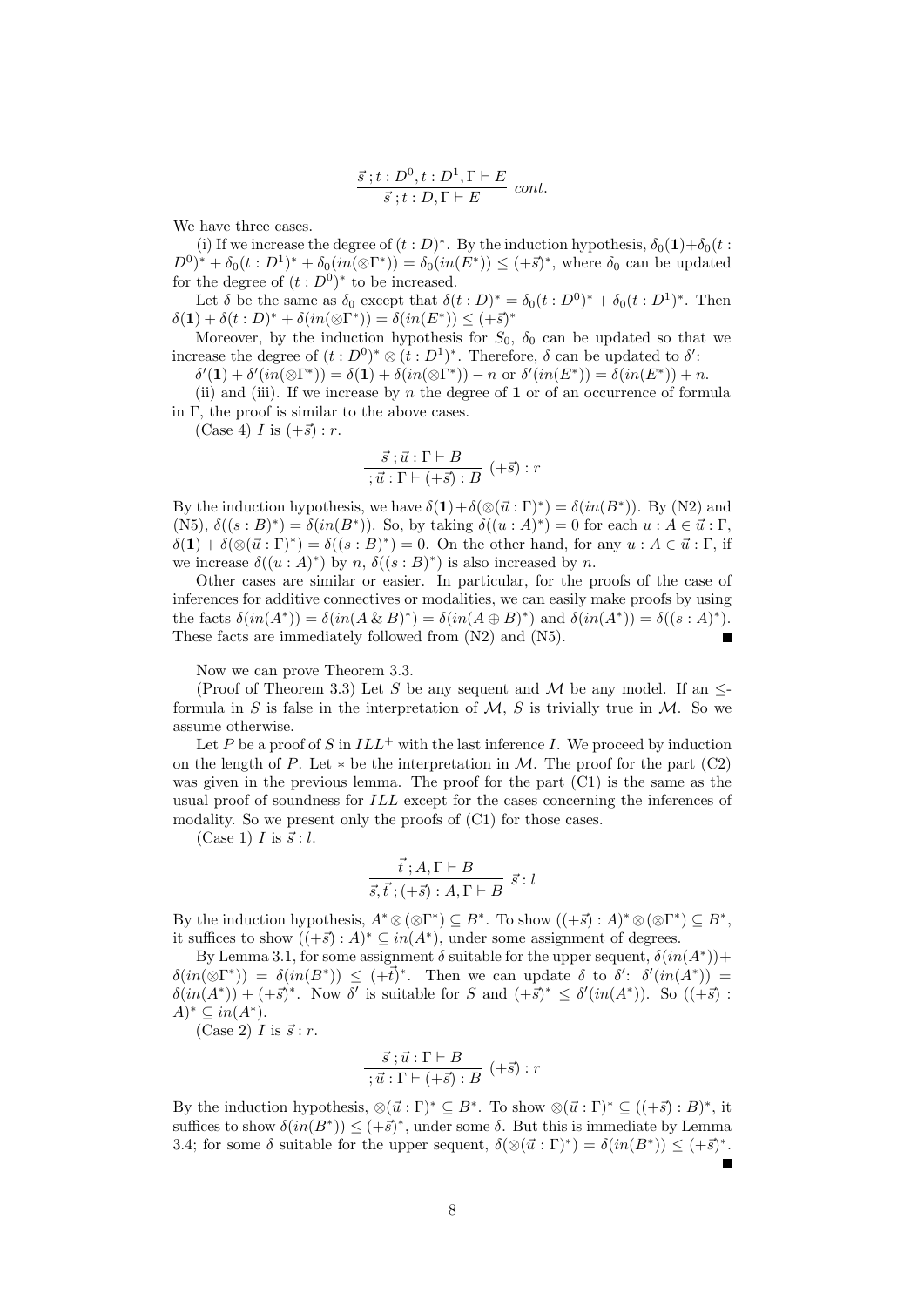$$\frac{\vec{s}\,; t : D^0, t : D^1, \Gamma \vdash E}{\vec{s}\,; t : D, \Gamma \vdash E}\ cont.$$

We have three cases.

(i) If we increase the degree of $(t : D)^*$. By the induction hypothesis, $\delta_0(\mathbf{1})+\delta_0(t : D^0)^* + \delta_0(t : D^1)^* + \delta_0(in(\otimes\Gamma^*)) = \delta_0(in(E^*)) \leq (+\vec{s})^*$, where $\delta_0$ can be updated for the degree of $(t : D^0)^*$ to be increased.

Let $\delta$ be the same as $\delta_0$ except that $\delta(t : D)^* = \delta_0(t : D^0)^* + \delta_0(t : D^1)^*$. Then $\delta(\mathbf{1}) + \delta(t : D)^* + \delta(in(\otimes\Gamma^*)) = \delta(in(E^*)) \leq (+\vec{s})^*$

Moreover, by the induction hypothesis for $S_0$, $\delta_0$ can be updated so that we increase the degree of $(t : D^0)^* \otimes (t : D^1)^*$. Therefore, $\delta$ can be updated to $\delta'$:

$\delta'(\mathbf{1}) + \delta'(in(\otimes\Gamma^*)) = \delta(\mathbf{1}) + \delta(in(\otimes\Gamma^*)) - n$ or $\delta'(in(E^*)) = \delta(in(E^*)) + n$.

(ii) and (iii). If we increase by $n$ the degree of $\mathbf{1}$ or of an occurrence of formula in $\Gamma$, the proof is similar to the above cases.

(Case 4) $I$ is $(+\vec{s}) : r$.

$$\frac{\vec{s}\,; \vec{u} : \Gamma \vdash B}{; \vec{u} : \Gamma \vdash (+\vec{s}) : B}\ (+\vec{s}) : r$$

By the induction hypothesis, we have $\delta(\mathbf{1})+\delta(\otimes(\vec{u} : \Gamma)^*) = \delta(in(B^*))$. By (N2) and (N5), $\delta((s : B)^*) = \delta(in(B^*))$. So, by taking $\delta((u : A)^*) = 0$ for each $u : A \in \vec{u} : \Gamma$, $\delta(\mathbf{1}) + \delta(\otimes(\vec{u} : \Gamma)^*) = \delta((s : B)^*) = 0$. On the other hand, for any $u : A \in \vec{u} : \Gamma$, if we increase $\delta((u : A)^*)$ by $n$, $\delta((s : B)^*)$ is also increased by $n$.

Other cases are similar or easier. In particular, for the proofs of the case of inferences for additive connectives or modalities, we can easily make proofs by using the facts $\delta(in(A^*)) = \delta(in(A \,\&\, B)^*) = \delta(in(A \oplus B)^*)$ and $\delta(in(A^*)) = \delta((s : A)^*)$. These facts are immediately followed from (N2) and (N5). ∎

Now we can prove Theorem 3.3.

(Proof of Theorem 3.3) Let $S$ be any sequent and $\mathcal{M}$ be any model. If an $\leq$-formula in $S$ is false in the interpretation of $\mathcal{M}$, $S$ is trivially true in $\mathcal{M}$. So we assume otherwise.

Let $P$ be a proof of $S$ in $ILL^+$ with the last inference $I$. We proceed by induction on the length of $P$. Let $*$ be the interpretation in $\mathcal{M}$. The proof for the part (C2) was given in the previous lemma. The proof for the part (C1) is the same as the usual proof of soundness for $ILL$ except for the cases concerning the inferences of modality. So we present only the proofs of (C1) for those cases.

(Case 1) $I$ is $\vec{s} : l$.

$$\frac{\vec{t}\,; A, \Gamma \vdash B}{\vec{s}, \vec{t}\,; (+\vec{s}) : A, \Gamma \vdash B}\ \vec{s} : l$$

By the induction hypothesis, $A^* \otimes (\otimes\Gamma^*) \subseteq B^*$. To show $((+\vec{s}) : A)^* \otimes (\otimes\Gamma^*) \subseteq B^*$, it suffices to show $((+\vec{s}) : A)^* \subseteq in(A^*)$, under some assignment of degrees.

By Lemma 3.1, for some assignment $\delta$ suitable for the upper sequent, $\delta(in(A^*)) + \delta(in(\otimes\Gamma^*)) = \delta(in(B^*)) \leq (+\vec{t})^*$. Then we can update $\delta$ to $\delta'$: $\delta'(in(A^*)) = \delta(in(A^*)) + (+\vec{s})^*$. Now $\delta'$ is suitable for $S$ and $(+\vec{s})^* \leq \delta'(in(A^*))$. So $((+\vec{s}) : A)^* \subseteq in(A^*)$.

(Case 2) $I$ is $\vec{s} : r$.

$$\frac{\vec{s}\,; \vec{u} : \Gamma \vdash B}{; \vec{u} : \Gamma \vdash (+\vec{s}) : B}\ (+\vec{s}) : r$$

By the induction hypothesis, $\otimes(\vec{u} : \Gamma)^* \subseteq B^*$. To show $\otimes(\vec{u} : \Gamma)^* \subseteq ((+\vec{s}) : B)^*$, it suffices to show $\delta(in(B^*)) \leq (+\vec{s})^*$, under some $\delta$. But this is immediate by Lemma 3.4; for some $\delta$ suitable for the upper sequent, $\delta(\otimes(\vec{u} : \Gamma)^*) = \delta(in(B^*)) \leq (+\vec{s})^*$. ∎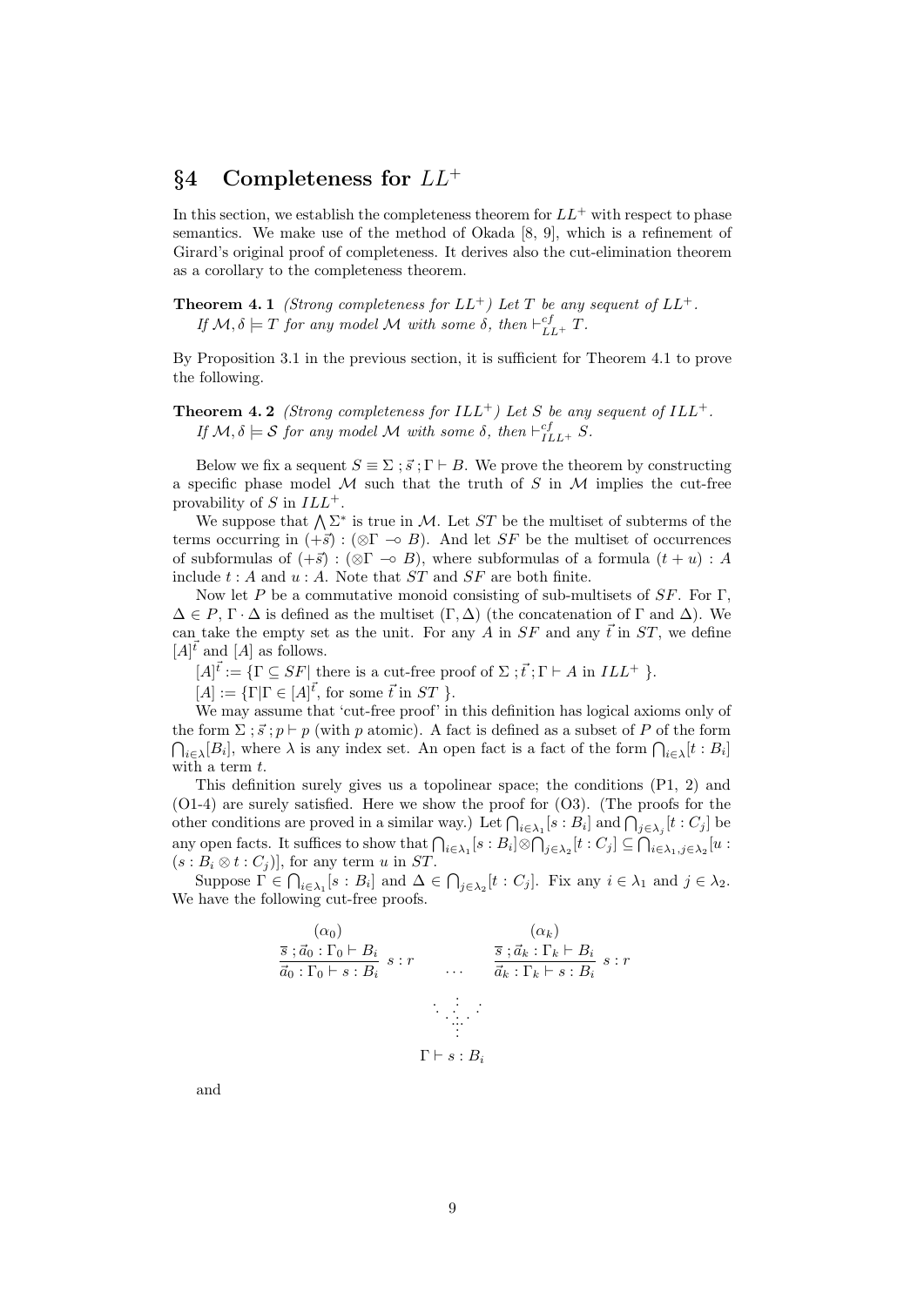## §4 Completeness for $LL^+$

In this section, we establish the completeness theorem for $LL^+$ with respect to phase semantics. We make use of the method of Okada [8, 9], which is a refinement of Girard's original proof of completeness. It derives also the cut-elimination theorem as a corollary to the completeness theorem.

**Theorem 4. 1** *(Strong completeness for $LL^+$) Let $T$ be any sequent of $LL^+$. If $\mathcal{M}, \delta \models T$ for any model $\mathcal{M}$ with some $\delta$, then $\vdash^{cf}_{LL^+} T$.*

By Proposition 3.1 in the previous section, it is sufficient for Theorem 4.1 to prove the following.

**Theorem 4. 2** *(Strong completeness for $ILL^+$) Let $S$ be any sequent of $ILL^+$. If $\mathcal{M}, \delta \models \mathcal{S}$ for any model $\mathcal{M}$ with some $\delta$, then $\vdash^{cf}_{ILL^+} S$.*

Below we fix a sequent $S \equiv \Sigma\,; \vec{s}\,; \Gamma \vdash B$. We prove the theorem by constructing a specific phase model $\mathcal{M}$ such that the truth of $S$ in $\mathcal{M}$ implies the cut-free provability of $S$ in $ILL^+$.

We suppose that $\bigwedge \Sigma^*$ is true in $\mathcal{M}$. Let $ST$ be the multiset of subterms of the terms occurring in $(+\vec{s}) : (\otimes\Gamma \multimap B)$. And let $SF$ be the multiset of occurrences of subformulas of $(+\vec{s}) : (\otimes\Gamma \multimap B)$, where subformulas of a formula $(t + u) : A$ include $t : A$ and $u : A$. Note that $ST$ and $SF$ are both finite.

Now let $P$ be a commutative monoid consisting of sub-multisets of $SF$. For $\Gamma$, $\Delta \in P$, $\Gamma \cdot \Delta$ is defined as the multiset $(\Gamma, \Delta)$ (the concatenation of $\Gamma$ and $\Delta$). We can take the empty set as the unit. For any $A$ in $SF$ and any $\vec{t}$ in $ST$, we define $[A]^{\vec{t}}$ and $[A]$ as follows.

$[A]^{\vec{t}} := \{\Gamma \subseteq SF \mid$ there is a cut-free proof of $\Sigma\,; \vec{t}\,; \Gamma \vdash A$ in $ILL^+$ $\}$.

$[A] := \{\Gamma \mid \Gamma \in [A]^{\vec{t}}$, for some $\vec{t}$ in $ST$ $\}$.

We may assume that 'cut-free proof' in this definition has logical axioms only of the form $\Sigma\,; \vec{s}\,; p \vdash p$ (with $p$ atomic). A fact is defined as a subset of $P$ of the form $\bigcap_{i\in\lambda}[B_i]$, where $\lambda$ is any index set. An open fact is a fact of the form $\bigcap_{i\in\lambda}[t : B_i]$ with a term $t$.

This definition surely gives us a topolinear space; the conditions (P1, 2) and (O1-4) are surely satisfied. Here we show the proof for (O3). (The proofs for the other conditions are proved in a similar way.) Let $\bigcap_{i\in\lambda_1}[s : B_i]$ and $\bigcap_{j\in\lambda_j}[t : C_j]$ be any open facts. It suffices to show that $\bigcap_{i\in\lambda_1}[s : B_i] \otimes \bigcap_{j\in\lambda_2}[t : C_j] \subseteq \bigcap_{i\in\lambda_1, j\in\lambda_2}[u : (s : B_i \otimes t : C_j)]$, for any term $u$ in $ST$.

Suppose $\Gamma \in \bigcap_{i\in\lambda_1}[s : B_i]$ and $\Delta \in \bigcap_{j\in\lambda_2}[t : C_j]$. Fix any $i \in \lambda_1$ and $j \in \lambda_2$. We have the following cut-free proofs.

$$
\dfrac{\overset{(\alpha_0)}{\overline{s}\,; \vec{a}_0 : \Gamma_0 \vdash B_i}}{\vec{a}_0 : \Gamma_0 \vdash s : B_i}\; s:r
\qquad \cdots \qquad
\dfrac{\overset{(\alpha_k)}{\overline{s}\,; \vec{a}_k : \Gamma_k \vdash B_i}}{\vec{a}_k : \Gamma_k \vdash s : B_i}\; s:r
$$

$$
\vdots
$$

$$
\Gamma \vdash s : B_i
$$

and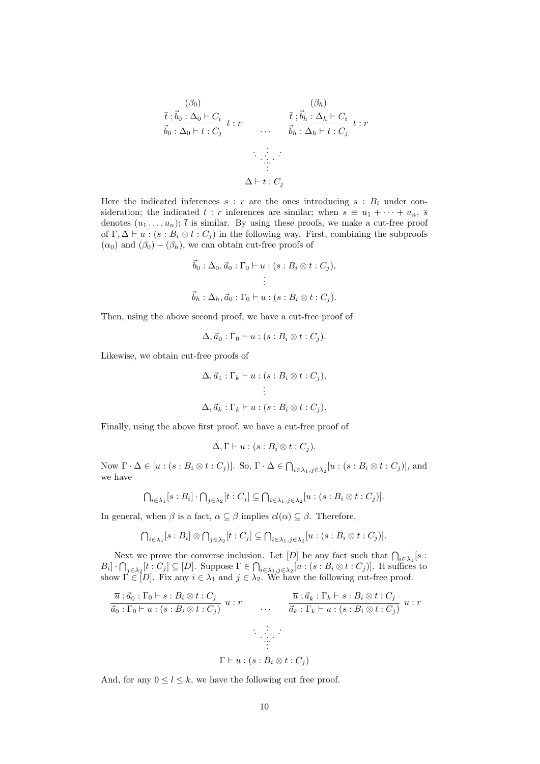$$
\begin{array}{ccc}
\dfrac{\begin{array}{c}(\beta_0)\\ \overline{t}\ ;\vec{b}_0 : \Delta_0 \vdash C_i\end{array}}{\vec{b}_0 : \Delta_0 \vdash t : C_j}\ t : r & \cdots & \dfrac{\begin{array}{c}(\beta_h)\\ \overline{t}\ ;\vec{b}_h : \Delta_h \vdash C_i\end{array}}{\vec{b}_h : \Delta_h \vdash t : C_j}\ t : r
\end{array}
$$

$$
\begin{array}{c}
\vdots\\
\Delta \vdash t : C_j
\end{array}
$$

Here the indicated inferences $s : r$ are the ones introducing $s : B_i$ under consideration; the indicated $t : r$ inferences are similar; when $s \equiv u_1 + \cdots + u_n$, $\overline{s}$ denotes $(u_1 \ldots, u_n)$; $\overline{t}$ is similar. By using these proofs, we make a cut-free proof of $\Gamma, \Delta \vdash u : (s : B_i \otimes t : C_j)$ in the following way. First, combining the subproofs $(\alpha_0)$ and $(\beta_0) - (\beta_h)$, we can obtain cut-free proofs of

$$
\begin{array}{c}
\vec{b}_0 : \Delta_0, \vec{a}_0 : \Gamma_0 \vdash u : (s : B_i \otimes t : C_j),\\
\vdots\\
\vec{b}_h : \Delta_h, \vec{a}_0 : \Gamma_0 \vdash u : (s : B_i \otimes t : C_j).
\end{array}
$$

Then, using the above second proof, we have a cut-free proof of

$$\Delta, \vec{a}_0 : \Gamma_0 \vdash u : (s : B_i \otimes t : C_j).$$

Likewise, we obtain cut-free proofs of

$$
\begin{array}{c}
\Delta, \vec{a}_1 : \Gamma_k \vdash u : (s : B_i \otimes t : C_j),\\
\vdots\\
\Delta, \vec{a}_k : \Gamma_k \vdash u : (s : B_i \otimes t : C_j).
\end{array}
$$

Finally, using the above first proof, we have a cut-free proof of

$$\Delta, \Gamma \vdash u : (s : B_i \otimes t : C_j).$$

Now $\Gamma \cdot \Delta \in [u : (s : B_i \otimes t : C_j)]$. So, $\Gamma \cdot \Delta \in \bigcap_{i \in \lambda_1, j \in \lambda_2} [u : (s : B_i \otimes t : C_j)]$, and we have

$$\textstyle\bigcap_{i \in \lambda_1} [s : B_i] \cdot \bigcap_{j \in \lambda_2} [t : C_j] \subseteq \bigcap_{i \in \lambda_1, j \in \lambda_2} [u : (s : B_i \otimes t : C_j)].$$

In general, when $\beta$ is a fact, $\alpha \subseteq \beta$ implies $cl(\alpha) \subseteq \beta$. Therefore,

$$\textstyle\bigcap_{i \in \lambda_1} [s : B_i] \otimes \bigcap_{j \in \lambda_2} [t : C_j] \subseteq \bigcap_{i \in \lambda_1, j \in \lambda_2} [u : (s : B_i \otimes t : C_j)].$$

Next we prove the converse inclusion. Let $[D]$ be any fact such that $\bigcap_{i \in \lambda_1} [s : B_i] \cdot \bigcap_{j \in \lambda_2} [t : C_j] \subseteq [D]$. Suppose $\Gamma \in \bigcap_{i \in \lambda_1, j \in \lambda_2} [u : (s : B_i \otimes t : C_j)]$. It suffices to show $\Gamma \in [D]$. Fix any $i \in \lambda_1$ and $j \in \lambda_2$. We have the following cut-free proof.

$$
\begin{array}{ccc}
\dfrac{\overline{u}\ ;\vec{a}_0 : \Gamma_0 \vdash s : B_i \otimes t : C_j}{\vec{a}_0 : \Gamma_0 \vdash u : (s : B_i \otimes t : C_j)}\ u : r & \cdots & \dfrac{\overline{u}\ ;\vec{a}_k : \Gamma_k \vdash s : B_i \otimes t : C_j}{\vec{a}_k : \Gamma_k \vdash u : (s : B_i \otimes t : C_j)}\ u : r
\end{array}
$$

$$
\begin{array}{c}
\vdots\\
\Gamma \vdash u : (s : B_i \otimes t : C_j)
\end{array}
$$

And, for any $0 \leq l \leq k$, we have the following cut free proof.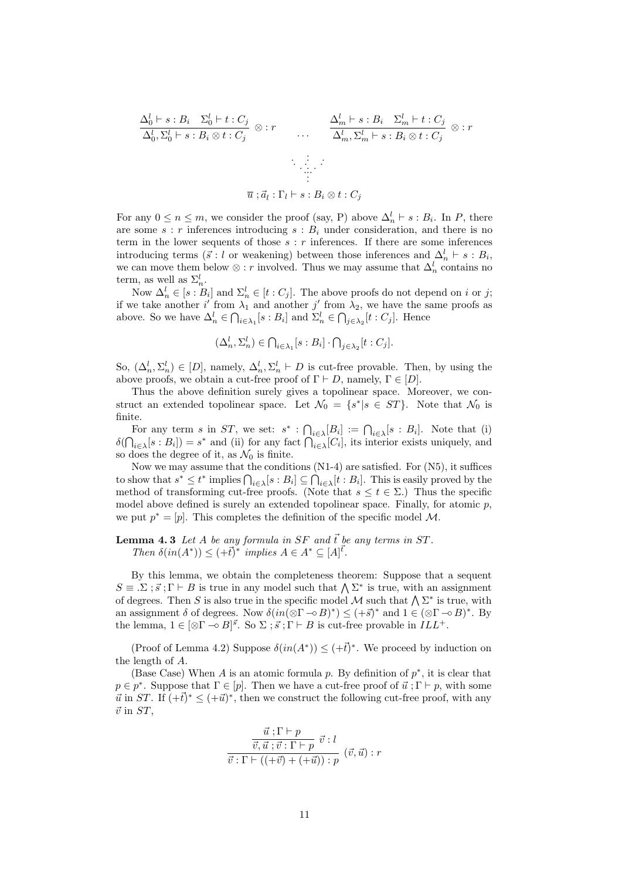$$\dfrac{\Delta_0^l \vdash s : B_i \quad \Sigma_0^l \vdash t : C_j}{\Delta_0^l, \Sigma_0^l \vdash s : B_i \otimes t : C_j} \otimes : r \qquad \cdots \qquad \dfrac{\Delta_m^l \vdash s : B_i \quad \Sigma_m^l \vdash t : C_j}{\Delta_m^l, \Sigma_m^l \vdash s : B_i \otimes t : C_j} \otimes : r$$

$$\vdots$$

$$\overline{u} \,; \vec{a}_l : \Gamma_l \vdash s : B_i \otimes t : C_j$$

For any $0 \le n \le m$, we consider the proof (say, P) above $\Delta_n^l \vdash s : B_i$. In $P$, there are some $s : r$ inferences introducing $s : B_i$ under consideration, and there is no term in the lower sequents of those $s : r$ inferences. If there are some inferences introducing terms ($\vec{s} : l$ or weakening) between those inferences and $\Delta_n^l \vdash s : B_i$, we can move them below $\otimes : r$ involved. Thus we may assume that $\Delta_n^l$ contains no term, as well as $\Sigma_n^l$.

Now $\Delta_n^l \in [s : B_i]$ and $\Sigma_n^l \in [t : C_j]$. The above proofs do not depend on $i$ or $j$; if we take another $i'$ from $\lambda_1$ and another $j'$ from $\lambda_2$, we have the same proofs as above. So we have $\Delta_n^l \in \bigcap_{i\in\lambda_1}[s : B_i]$ and $\Sigma_n^l \in \bigcap_{j\in\lambda_2}[t : C_j]$. Hence

$$(\Delta_n^l, \Sigma_n^l) \in \textstyle\bigcap_{i\in\lambda_1}[s : B_i] \cdot \bigcap_{j\in\lambda_2}[t : C_j].$$

So, $(\Delta_n^l, \Sigma_n^l) \in [D]$, namely, $\Delta_n^l, \Sigma_n^l \vdash D$ is cut-free provable. Then, by using the above proofs, we obtain a cut-free proof of $\Gamma \vdash D$, namely, $\Gamma \in [D]$.

Thus the above definition surely gives a topolinear space. Moreover, we construct an extended topolinear space. Let $\mathcal{N}_0 = \{s^* | s \in ST\}$. Note that $\mathcal{N}_0$ is finite.

For any term $s$ in $ST$, we set: $s^* : \bigcap_{i\in\lambda}[B_i] := \bigcap_{i\in\lambda}[s : B_i]$. Note that (i) $\delta(\bigcap_{i\in\lambda}[s : B_i]) = s^*$ and (ii) for any fact $\bigcap_{i\in\lambda}[C_i]$, its interior exists uniquely, and so does the degree of it, as $\mathcal{N}_0$ is finite.

Now we may assume that the conditions (N1-4) are satisfied. For (N5), it suffices to show that $s^* \le t^*$ implies $\bigcap_{i\in\lambda}[s : B_i] \subseteq \bigcap_{i\in\lambda}[t : B_i]$. This is easily proved by the method of transforming cut-free proofs. (Note that $s \le t \in \Sigma$.) Thus the specific model above defined is surely an extended topolinear space. Finally, for atomic $p$, we put $p^* = [p]$. This completes the definition of the specific model $\mathcal{M}$.

**Lemma 4. 3** *Let $A$ be any formula in $SF$ and $\vec{t}$ be any terms in $ST$. Then $\delta(in(A^*)) \le (+\vec{t})^*$ implies $A \in A^* \subseteq [A]^{\vec{t}}$.*

By this lemma, we obtain the completeness theorem: Suppose that a sequent $S \equiv .\Sigma \,; \vec{s} \,; \Gamma \vdash B$ is true in any model such that $\bigwedge \Sigma^*$ is true, with an assignment of degrees. Then $S$ is also true in the specific model $\mathcal{M}$ such that $\bigwedge \Sigma^*$ is true, with an assignment $\delta$ of degrees. Now $\delta(in(\otimes\Gamma \multimap B)^*) \le (+\vec{s})^*$ and $1 \in (\otimes\Gamma \multimap B)^*$. By the lemma, $1 \in [\otimes\Gamma \multimap B]^{\vec{s}}$. So $\Sigma \,; \vec{s} \,; \Gamma \vdash B$ is cut-free provable in $ILL^+$.

(Proof of Lemma 4.2) Suppose $\delta(in(A^*)) \le (+\vec{t})^*$. We proceed by induction on the length of $A$.

(Base Case) When $A$ is an atomic formula $p$. By definition of $p^*$, it is clear that $p \in p^*$. Suppose that $\Gamma \in [p]$. Then we have a cut-free proof of $\vec{u} \,; \Gamma \vdash p$, with some $\vec{u}$ in $ST$. If $(+\vec{t})^* \le (+\vec{u})^*$, then we construct the following cut-free proof, with any $\vec{v}$ in $ST$,

$$\dfrac{\dfrac{\vec{u} \,; \Gamma \vdash p}{\vec{v}, \vec{u} \,; \vec{v} : \Gamma \vdash p} \ \vec{v} : l}{\vec{v} : \Gamma \vdash ((+\vec{v}) + (+\vec{u})) : p} \ (\vec{v}, \vec{u}) : r$$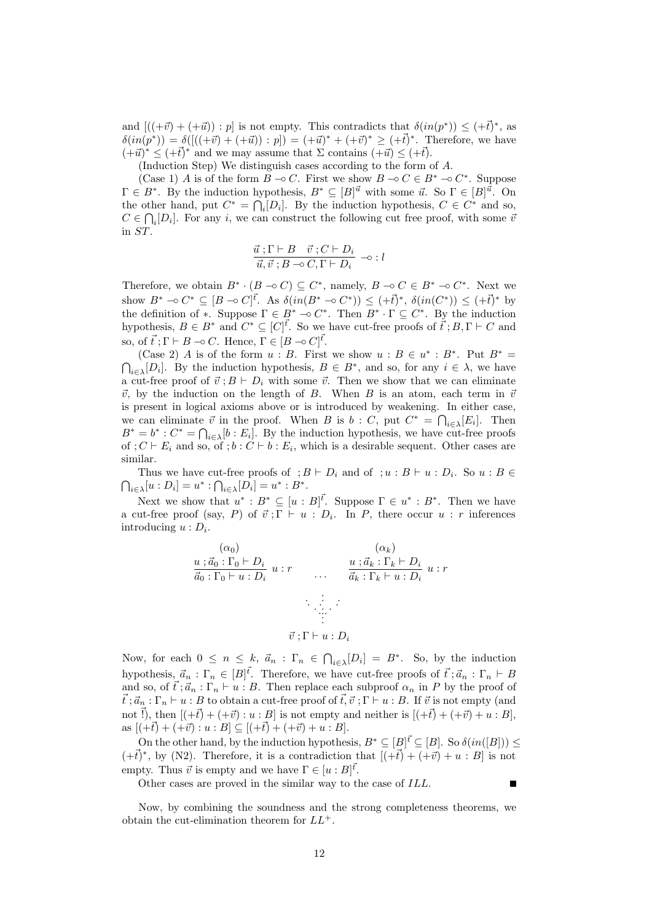and $[((+\vec{v}) + (+\vec{u})) : p]$ is not empty. This contradicts that $\delta(in(p^*)) \leq (+\vec{t})^*$, as $\delta(in(p^*)) = \delta([((+\vec{v}) + (+\vec{u})) : p]) = (+\vec{u})^* + (+\vec{v})^* \geq (+\vec{t})^*$. Therefore, we have $(+\vec{u})^* \leq (+\vec{t})^*$ and we may assume that $\Sigma$ contains $(+\vec{u}) \leq (+\vec{t})$.

(Induction Step) We distinguish cases according to the form of $A$.

(Case 1) $A$ is of the form $B \multimap C$. First we show $B \multimap C \in B^* \multimap C^*$. Suppose $\Gamma \in B^*$. By the induction hypothesis, $B^* \subseteq [B]^{\vec{u}}$ with some $\vec{u}$. So $\Gamma \in [B]^{\vec{u}}$. On the other hand, put $C^* = \bigcap_i [D_i]$. By the induction hypothesis, $C \in C^*$ and so, $C \in \bigcap_i [D_i]$. For any $i$, we can construct the following cut free proof, with some $\vec{v}$ in $ST$.

$$\frac{\vec{u}\,; \Gamma \vdash B \quad \vec{v}\,; C \vdash D_i}{\vec{u}, \vec{v}\,; B \multimap C, \Gamma \vdash D_i} \multimap : l$$

Therefore, we obtain $B^* \cdot (B \multimap C) \subseteq C^*$, namely, $B \multimap C \in B^* \multimap C^*$. Next we show $B^* \multimap C^* \subseteq [B \multimap C]^{\vec{t}}$. As $\delta(in(B^* \multimap C^*)) \leq (+\vec{t})^*$, $\delta(in(C^*)) \leq (+\vec{t})^*$ by the definition of $*$. Suppose $\Gamma \in B^* \multimap C^*$. Then $B^* \cdot \Gamma \subseteq C^*$. By the induction hypothesis, $B \in B^*$ and $C^* \subseteq [C]^{\vec{t}}$. So we have cut-free proofs of $\vec{t}\,; B, \Gamma \vdash C$ and so, of $\vec{t}\,; \Gamma \vdash B \multimap C$. Hence, $\Gamma \in [B \multimap C]^{\vec{t}}$.

(Case 2) $A$ is of the form $u : B$. First we show $u : B \in u^* : B^*$. Put $B^* = \bigcap_{i \in \lambda} [D_i]$. By the induction hypothesis, $B \in B^*$, and so, for any $i \in \lambda$, we have a cut-free proof of $\vec{v}\,; B \vdash D_i$ with some $\vec{v}$. Then we show that we can eliminate $\vec{v}$, by the induction on the length of $B$. When $B$ is an atom, each term in $\vec{v}$ is present in logical axioms above or is introduced by weakening. In either case, we can eliminate $\vec{v}$ in the proof. When $B$ is $b : C$, put $C^* = \bigcap_{i \in \lambda} [E_i]$. Then $B^* = b^* : C^* = \bigcap_{i \in \lambda} [b : E_i]$. By the induction hypothesis, we have cut-free proofs of $; C \vdash E_i$ and so, of $; b : C \vdash b : E_i$, which is a desirable sequent. Other cases are similar.

Thus we have cut-free proofs of $\;; B \vdash D_i$ and of $\;; u : B \vdash u : D_i$. So $u : B \in \bigcap_{i \in \lambda} [u : D_i] = u^* : \bigcap_{i \in \lambda} [D_i] = u^* : B^*$.

Next we show that $u^* : B^* \subseteq [u : B]^{\vec{t}}$. Suppose $\Gamma \in u^* : B^*$. Then we have a cut-free proof (say, $P$) of $\vec{v}\,; \Gamma \vdash u : D_i$. In $P$, there occur $u : r$ inferences introducing $u : D_i$.

$$\begin{array}{ccc} (\alpha_0) & & (\alpha_k) \\ \dfrac{u\,; \vec{a}_0 : \Gamma_0 \vdash D_i}{\vec{a}_0 : \Gamma_0 \vdash u : D_i}\ u:r & \cdots & \dfrac{u\,; \vec{a}_k : \Gamma_k \vdash D_i}{\vec{a}_k : \Gamma_k \vdash u : D_i}\ u:r \\ & \vdots & \\ & \vec{v}\,; \Gamma \vdash u : D_i & \end{array}$$

Now, for each $0 \leq n \leq k$, $\vec{a}_n : \Gamma_n \in \bigcap_{i \in \lambda} [D_i] = B^*$. So, by the induction hypothesis, $\vec{a}_n : \Gamma_n \in [B]^{\vec{t}}$. Therefore, we have cut-free proofs of $\vec{t}\,; \vec{a}_n : \Gamma_n \vdash B$ and so, of $\vec{t}\,; \vec{a}_n : \Gamma_n \vdash u : B$. Then replace each subproof $\alpha_n$ in $P$ by the proof of $\vec{t}\,; \vec{a}_n : \Gamma_n \vdash u : B$ to obtain a cut-free proof of $\vec{t}, \vec{v}\,; \Gamma \vdash u : B$. If $\vec{v}$ is not empty (and not $\vec{!}$), then $[(+\vec{t}) + (+\vec{v}) : u : B]$ is not empty and neither is $[(+\vec{t}) + (+\vec{v}) + u : B]$, as $[(+\vec{t}) + (+\vec{v}) : u : B] \subseteq [(+\vec{t}) + (+\vec{v}) + u : B]$.

On the other hand, by the induction hypothesis, $B^* \subseteq [B]^{\vec{t}} \subseteq [B]$. So $\delta(in([B])) \leq (+\vec{t})^*$, by (N2). Therefore, it is a contradiction that $[(+\vec{t}) + (+\vec{v}) + u : B]$ is not empty. Thus $\vec{v}$ is empty and we have $\Gamma \in [u : B]^{\vec{t}}$.

Other cases are proved in the similar way to the case of $ILL$. ∎

Now, by combining the soundness and the strong completeness theorems, we obtain the cut-elimination theorem for $LL^+$.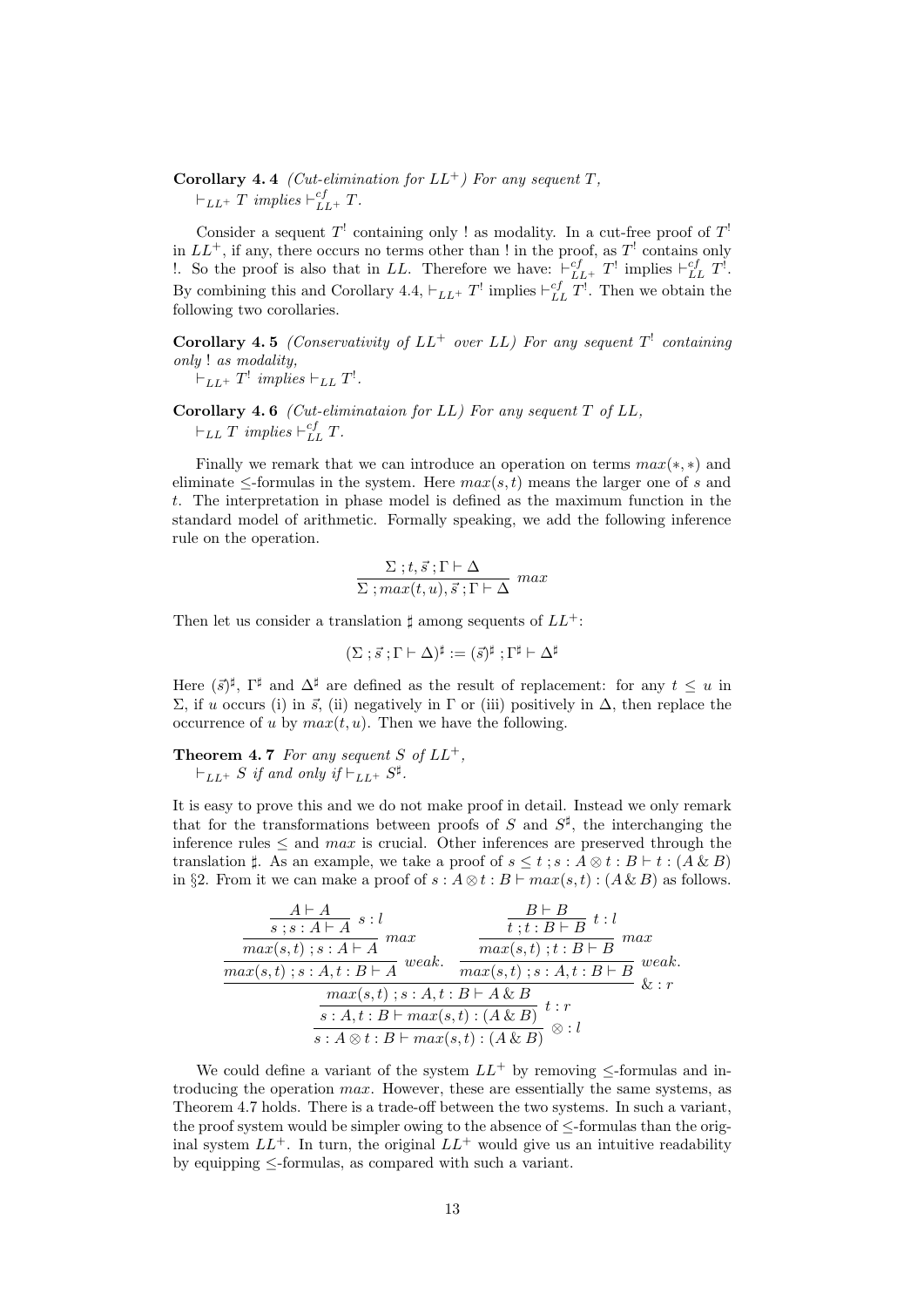**Corollary 4. 4** *(Cut-elimination for $LL^+$) For any sequent $T$,*
$\vdash_{LL^+} T$ *implies* $\vdash^{cf}_{LL^+} T$.

Consider a sequent $T^!$ containing only ! as modality. In a cut-free proof of $T^!$ in $LL^+$, if any, there occurs no terms other than ! in the proof, as $T^!$ contains only !. So the proof is also that in $LL$. Therefore we have: $\vdash^{cf}_{LL^+} T^!$ implies $\vdash^{cf}_{LL} T^!$. By combining this and Corollary 4.4, $\vdash_{LL^+} T^!$ implies $\vdash^{cf}_{LL} T^!$. Then we obtain the following two corollaries.

**Corollary 4. 5** *(Conservativity of $LL^+$ over $LL$) For any sequent $T^!$ containing only ! as modality,*
$\vdash_{LL^+} T^!$ *implies* $\vdash_{LL} T^!$.

**Corollary 4. 6** *(Cut-eliminataion for $LL$) For any sequent $T$ of $LL$,*
$\vdash_{LL} T$ *implies* $\vdash^{cf}_{LL} T$.

Finally we remark that we can introduce an operation on terms $max(*,*)$ and eliminate $\leq$-formulas in the system. Here $max(s,t)$ means the larger one of $s$ and $t$. The interpretation in phase model is defined as the maximum function in the standard model of arithmetic. Formally speaking, we add the following inference rule on the operation.

$$\frac{\Sigma\,;t,\vec{s}\,;\Gamma\vdash\Delta}{\Sigma\,;max(t,u),\vec{s}\,;\Gamma\vdash\Delta}\ max$$

Then let us consider a translation $\sharp$ among sequents of $LL^+$:

$$(\Sigma\,;\vec{s}\,;\Gamma\vdash\Delta)^\sharp := (\vec{s})^\sharp\,;\Gamma^\sharp\vdash\Delta^\sharp$$

Here $(\vec{s})^\sharp$, $\Gamma^\sharp$ and $\Delta^\sharp$ are defined as the result of replacement: for any $t\leq u$ in $\Sigma$, if $u$ occurs (i) in $\vec{s}$, (ii) negatively in $\Gamma$ or (iii) positively in $\Delta$, then replace the occurrence of $u$ by $max(t,u)$. Then we have the following.

**Theorem 4. 7** *For any sequent $S$ of $LL^+$,*
$\vdash_{LL^+} S$ *if and only if* $\vdash_{LL^+} S^\sharp$.

It is easy to prove this and we do not make proof in detail. Instead we only remark that for the transformations between proofs of $S$ and $S^\sharp$, the interchanging the inference rules $\leq$ and $max$ is crucial. Other inferences are preserved through the translation $\sharp$. As an example, we take a proof of $s\leq t\,;s:A\otimes t:B\vdash t:(A\,\&\,B)$ in §2. From it we can make a proof of $s:A\otimes t:B\vdash max(s,t):(A\,\&\,B)$ as follows.

$$\dfrac{\dfrac{\dfrac{\dfrac{\dfrac{\dfrac{A\vdash A}{s\,;s:A\vdash A}\ s:l}{max(s,t)\,;s:A\vdash A}\ max}{max(s,t)\,;s:A,t:B\vdash A}\ weak. \qquad \dfrac{\dfrac{\dfrac{B\vdash B}{t\,;t:B\vdash B}\ t:l}{max(s,t)\,;t:B\vdash B}\ max}{max(s,t)\,;s:A,t:B\vdash B}\ weak.}{max(s,t)\,;s:A,t:B\vdash A\,\&\,B}\ \&:r}{s:A,t:B\vdash max(s,t):(A\,\&\,B)}\ t:r}{s:A\otimes t:B\vdash max(s,t):(A\,\&\,B)}\ \otimes:l$$

We could define a variant of the system $LL^+$ by removing $\leq$-formulas and introducing the operation $max$. However, these are essentially the same systems, as Theorem 4.7 holds. There is a trade-off between the two systems. In such a variant, the proof system would be simpler owing to the absence of $\leq$-formulas than the original system $LL^+$. In turn, the original $LL^+$ would give us an intuitive readability by equipping $\leq$-formulas, as compared with such a variant.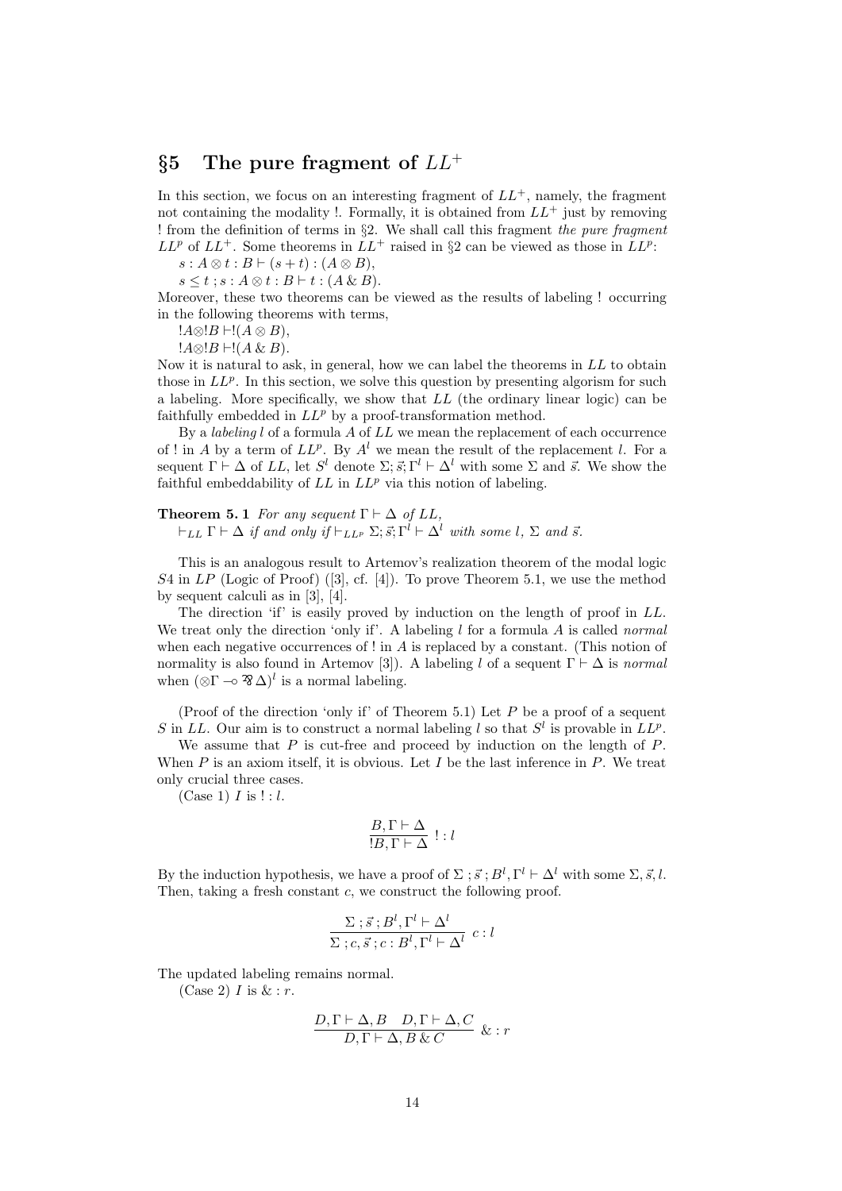## §5 The pure fragment of $LL^+$

In this section, we focus on an interesting fragment of $LL^+$, namely, the fragment not containing the modality !. Formally, it is obtained from $LL^+$ just by removing ! from the definition of terms in §2. We shall call this fragment *the pure fragment* $LL^p$ of $LL^+$. Some theorems in $LL^+$ raised in §2 can be viewed as those in $LL^p$:

$s : A \otimes t : B \vdash (s + t) : (A \otimes B)$,

$s \leq t \,;\, s : A \otimes t : B \vdash t : (A \,\&\, B)$.

Moreover, these two theorems can be viewed as the results of labeling ! occurring in the following theorems with terms,

$!A \otimes !B \vdash !(A \otimes B)$,

$!A \otimes !B \vdash !(A \,\&\, B)$.

Now it is natural to ask, in general, how we can label the theorems in $LL$ to obtain those in $LL^p$. In this section, we solve this question by presenting algorism for such a labeling. More specifically, we show that $LL$ (the ordinary linear logic) can be faithfully embedded in $LL^p$ by a proof-transformation method.

By a *labeling* $l$ of a formula $A$ of $LL$ we mean the replacement of each occurrence of ! in $A$ by a term of $LL^p$. By $A^l$ we mean the result of the replacement $l$. For a sequent $\Gamma \vdash \Delta$ of $LL$, let $S^l$ denote $\Sigma; \vec{s}; \Gamma^l \vdash \Delta^l$ with some $\Sigma$ and $\vec{s}$. We show the faithful embeddability of $LL$ in $LL^p$ via this notion of labeling.

**Theorem 5.1** *For any sequent $\Gamma \vdash \Delta$ of $LL$,*
$\vdash_{LL} \Gamma \vdash \Delta$ *if and only if* $\vdash_{LL^p} \Sigma; \vec{s}; \Gamma^l \vdash \Delta^l$ *with some $l$, $\Sigma$ and $\vec{s}$.*

This is an analogous result to Artemov's realization theorem of the modal logic $S4$ in $LP$ (Logic of Proof) ([3], cf. [4]). To prove Theorem 5.1, we use the method by sequent calculi as in [3], [4].

The direction 'if' is easily proved by induction on the length of proof in $LL$. We treat only the direction 'only if'. A labeling $l$ for a formula $A$ is called *normal* when each negative occurrences of ! in $A$ is replaced by a constant. (This notion of normality is also found in Artemov [3]). A labeling $l$ of a sequent $\Gamma \vdash \Delta$ is *normal* when $(\otimes\Gamma \multimap \invamp \Delta)^l$ is a normal labeling.

(Proof of the direction 'only if' of Theorem 5.1) Let $P$ be a proof of a sequent $S$ in $LL$. Our aim is to construct a normal labeling $l$ so that $S^l$ is provable in $LL^p$.

We assume that $P$ is cut-free and proceed by induction on the length of $P$. When $P$ is an axiom itself, it is obvious. Let $I$ be the last inference in $P$. We treat only crucial three cases.

(Case 1) $I$ is $! : l$.

$$\frac{B, \Gamma \vdash \Delta}{!B, \Gamma \vdash \Delta} \ ! : l$$

By the induction hypothesis, we have a proof of $\Sigma \,;\, \vec{s} \,;\, B^l, \Gamma^l \vdash \Delta^l$ with some $\Sigma, \vec{s}, l$. Then, taking a fresh constant $c$, we construct the following proof.

$$\frac{\Sigma \,;\, \vec{s} \,;\, B^l, \Gamma^l \vdash \Delta^l}{\Sigma \,;\, c, \vec{s} \,;\, c : B^l, \Gamma^l \vdash \Delta^l} \ c : l$$

The updated labeling remains normal.

(Case 2) $I$ is $\& : r$.

$$\frac{D, \Gamma \vdash \Delta, B \quad D, \Gamma \vdash \Delta, C}{D, \Gamma \vdash \Delta, B \,\&\, C} \ \& : r$$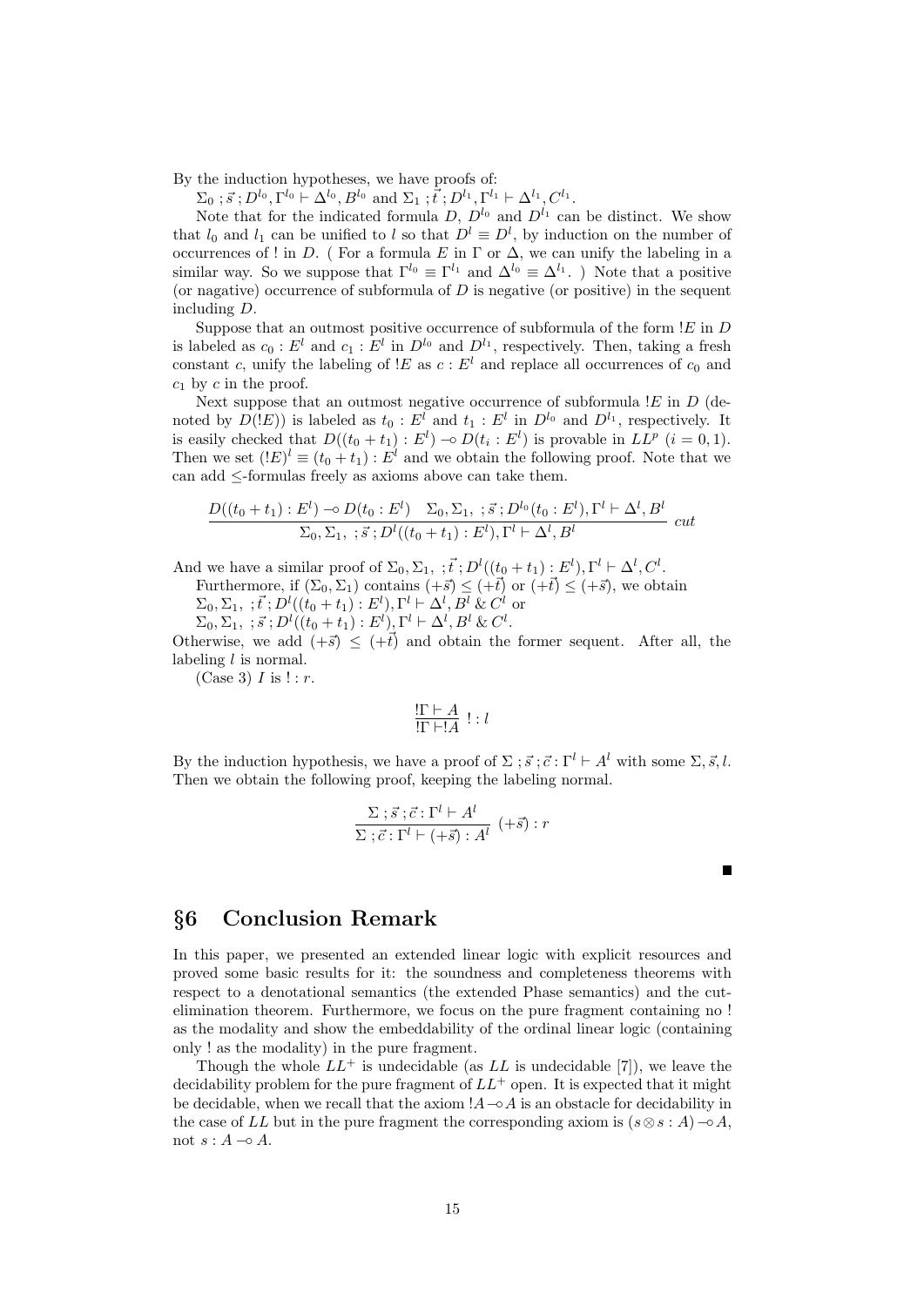By the induction hypotheses, we have proofs of:

$\Sigma_0\,;\vec{s}\,;D^{l_0},\Gamma^{l_0}\vdash\Delta^{l_0},B^{l_0}$ and $\Sigma_1\,;\vec{t}\,;D^{l_1},\Gamma^{l_1}\vdash\Delta^{l_1},C^{l_1}$.

Note that for the indicated formula $D$, $D^{l_0}$ and $D^{l_1}$ can be distinct. We show that $l_0$ and $l_1$ can be unified to $l$ so that $D^l\equiv D^l$, by induction on the number of occurrences of ! in $D$. ( For a formula $E$ in $\Gamma$ or $\Delta$, we can unify the labeling in a similar way. So we suppose that $\Gamma^{l_0}\equiv\Gamma^{l_1}$ and $\Delta^{l_0}\equiv\Delta^{l_1}$. ) Note that a positive (or nagative) occurrence of subformula of $D$ is negative (or positive) in the sequent including $D$.

Suppose that an outmost positive occurrence of subformula of the form $!E$ in $D$ is labeled as $c_0 : E^l$ and $c_1 : E^l$ in $D^{l_0}$ and $D^{l_1}$, respectively. Then, taking a fresh constant $c$, unify the labeling of $!E$ as $c : E^l$ and replace all occurrences of $c_0$ and $c_1$ by $c$ in the proof.

Next suppose that an outmost negative occurrence of subformula $!E$ in $D$ (denoted by $D(!E)$) is labeled as $t_0 : E^l$ and $t_1 : E^l$ in $D^{l_0}$ and $D^{l_1}$, respectively. It is easily checked that $D((t_0+t_1):E^l)\multimap D(t_i:E^l)$ is provable in $LL^p$ $(i=0,1)$. Then we set $(!E)^l\equiv(t_0+t_1):E^l$ and we obtain the following proof. Note that we can add $\leq$-formulas freely as axioms above can take them.

$$\frac{D((t_0+t_1):E^l)\multimap D(t_0:E^l)\quad \Sigma_0,\Sigma_1,\ ;\vec{s}\,;D^{l_0}(t_0:E^l),\Gamma^l\vdash\Delta^l,B^l}{\Sigma_0,\Sigma_1,\ ;\vec{s}\,;D^l((t_0+t_1):E^l),\Gamma^l\vdash\Delta^l,B^l}\ cut$$

And we have a similar proof of $\Sigma_0,\Sigma_1,\ ;\vec{t}\,;D^l((t_0+t_1):E^l),\Gamma^l\vdash\Delta^l,C^l$.

Furthermore, if $(\Sigma_0,\Sigma_1)$ contains $(+\vec{s})\leq(+\vec{t})$ or $(+\vec{t})\leq(+\vec{s})$, we obtain
$\Sigma_0,\Sigma_1,\ ;\vec{t}\,;D^l((t_0+t_1):E^l),\Gamma^l\vdash\Delta^l,B^l\,\&\,C^l$ or
$\Sigma_0,\Sigma_1,\ ;\vec{s}\,;D^l((t_0+t_1):E^l),\Gamma^l\vdash\Delta^l,B^l\,\&\,C^l$.
Otherwise, we add $(+\vec{s})\leq(+\vec{t})$ and obtain the former sequent. After all, the labeling $l$ is normal.

(Case 3) $I$ is $!:r$.

$$\frac{!\Gamma\vdash A}{!\Gamma\vdash !A}\ !:l$$

By the induction hypothesis, we have a proof of $\Sigma\,;\vec{s}\,;\vec{c}:\Gamma^l\vdash A^l$ with some $\Sigma,\vec{s},l$. Then we obtain the following proof, keeping the labeling normal.

$$\frac{\Sigma\,;\vec{s}\,;\vec{c}:\Gamma^l\vdash A^l}{\Sigma\,;\vec{c}:\Gamma^l\vdash(+\vec{s}):A^l}\ (+\vec{s}):r$$

■

## §6 Conclusion Remark

In this paper, we presented an extended linear logic with explicit resources and proved some basic results for it: the soundness and completeness theorems with respect to a denotational semantics (the extended Phase semantics) and the cut-elimination theorem. Furthermore, we focus on the pure fragment containing no ! as the modality and show the embeddability of the ordinal linear logic (containing only ! as the modality) in the pure fragment.

Though the whole $LL^+$ is undecidable (as $LL$ is undecidable [7]), we leave the decidability problem for the pure fragment of $LL^+$ open. It is expected that it might be decidable, when we recall that the axiom $!A\multimap A$ is an obstacle for decidability in the case of $LL$ but in the pure fragment the corresponding axiom is $(s\otimes s:A)\multimap A$, not $s:A\multimap A$.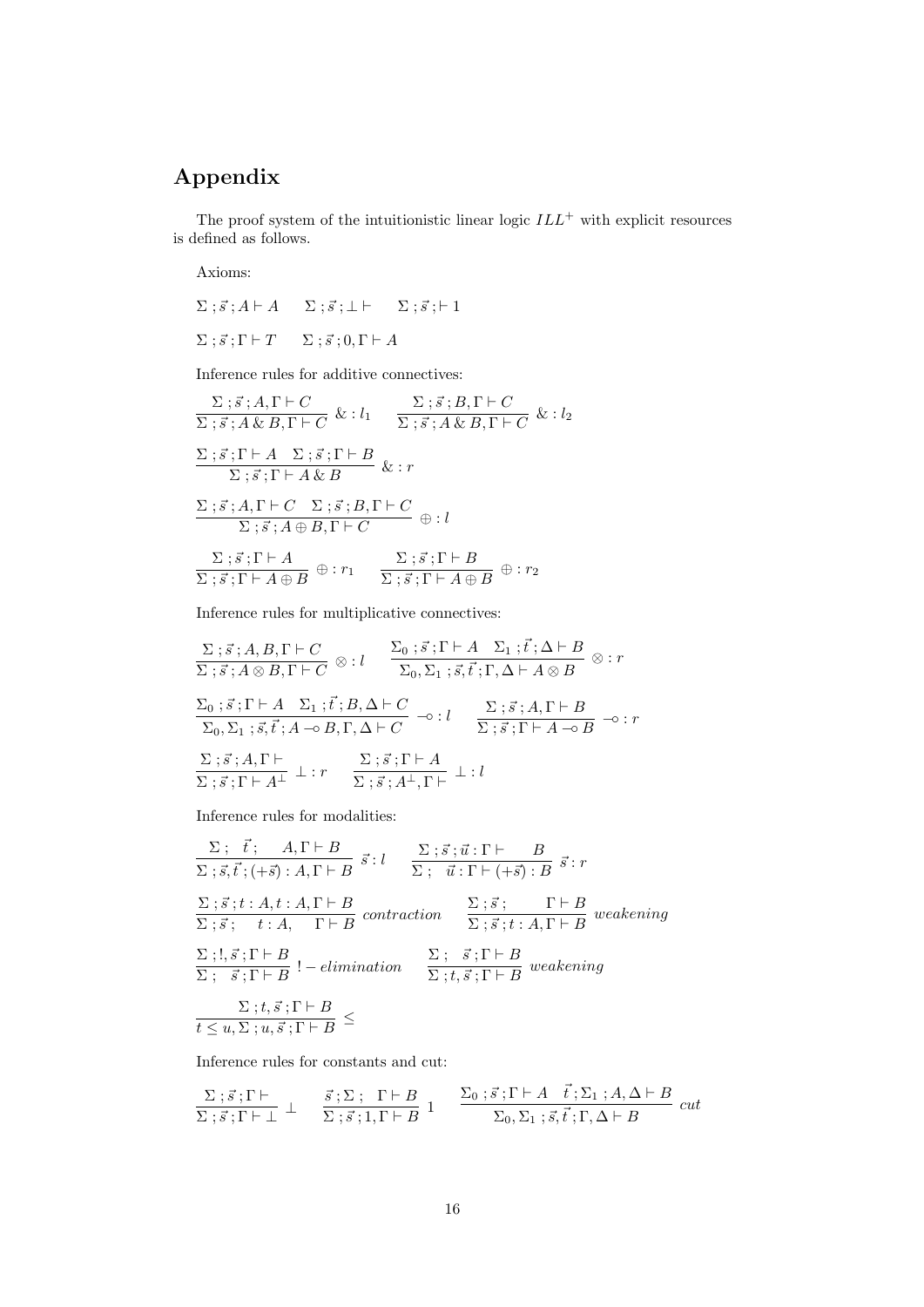# Appendix

The proof system of the intuitionistic linear logic $ILL^+$ with explicit resources is defined as follows.

Axioms:

$$\Sigma\,;\vec{s}\,;A \vdash A \qquad \Sigma\,;\vec{s}\,;\bot \vdash \qquad \Sigma\,;\vec{s}\,;\vdash 1$$

$$\Sigma\,;\vec{s}\,;\Gamma \vdash T \qquad \Sigma\,;\vec{s}\,;0,\Gamma \vdash A$$

Inference rules for additive connectives:

$$\frac{\Sigma\,;\vec{s}\,;A,\Gamma \vdash C}{\Sigma\,;\vec{s}\,;A \,\&\, B,\Gamma \vdash C}\;\&:l_1 \qquad \frac{\Sigma\,;\vec{s}\,;B,\Gamma \vdash C}{\Sigma\,;\vec{s}\,;A \,\&\, B,\Gamma \vdash C}\;\&:l_2$$

$$\frac{\Sigma\,;\vec{s}\,;\Gamma \vdash A \quad \Sigma\,;\vec{s}\,;\Gamma \vdash B}{\Sigma\,;\vec{s}\,;\Gamma \vdash A \,\&\, B}\;\&:r$$

$$\frac{\Sigma\,;\vec{s}\,;A,\Gamma \vdash C \quad \Sigma\,;\vec{s}\,;B,\Gamma \vdash C}{\Sigma\,;\vec{s}\,;A \oplus B,\Gamma \vdash C}\;\oplus:l$$

$$\frac{\Sigma\,;\vec{s}\,;\Gamma \vdash A}{\Sigma\,;\vec{s}\,;\Gamma \vdash A \oplus B}\;\oplus:r_1 \qquad \frac{\Sigma\,;\vec{s}\,;\Gamma \vdash B}{\Sigma\,;\vec{s}\,;\Gamma \vdash A \oplus B}\;\oplus:r_2$$

Inference rules for multiplicative connectives:

$$\frac{\Sigma\,;\vec{s}\,;A,B,\Gamma \vdash C}{\Sigma\,;\vec{s}\,;A \otimes B,\Gamma \vdash C}\;\otimes:l \qquad \frac{\Sigma_0\,;\vec{s}\,;\Gamma \vdash A \quad \Sigma_1\,;\vec{t}\,;\Delta \vdash B}{\Sigma_0,\Sigma_1\,;\vec{s},\vec{t}\,;\Gamma,\Delta \vdash A \otimes B}\;\otimes:r$$

$$\frac{\Sigma_0\,;\vec{s}\,;\Gamma \vdash A \quad \Sigma_1\,;\vec{t}\,;B,\Delta \vdash C}{\Sigma_0,\Sigma_1\,;\vec{s},\vec{t}\,;A \multimap B,\Gamma,\Delta \vdash C}\;\multimap:l \qquad \frac{\Sigma\,;\vec{s}\,;A,\Gamma \vdash B}{\Sigma\,;\vec{s}\,;\Gamma \vdash A \multimap B}\;\multimap:r$$

$$\frac{\Sigma\,;\vec{s}\,;A,\Gamma \vdash}{\Sigma\,;\vec{s}\,;\Gamma \vdash A^{\perp}}\;\bot:r \qquad \frac{\Sigma\,;\vec{s}\,;\Gamma \vdash A}{\Sigma\,;\vec{s}\,;A^{\perp},\Gamma \vdash}\;\bot:l$$

Inference rules for modalities:

$$\frac{\Sigma\,;\;\vec{t}\,;\quad A,\Gamma \vdash B}{\Sigma\,;\vec{s},\vec{t}\,;(+\vec{s}):A,\Gamma \vdash B}\;\vec{s}:l \qquad \frac{\Sigma\,;\vec{s}\,;\vec{u}:\Gamma \vdash \quad B}{\Sigma\,;\quad \vec{u}:\Gamma \vdash (+\vec{s}):B}\;\vec{s}:r$$

$$\frac{\Sigma\,;\vec{s}\,;t:A,t:A,\Gamma \vdash B}{\Sigma\,;\vec{s}\,;\quad t:A,\quad \Gamma \vdash B}\;contraction \qquad \frac{\Sigma\,;\vec{s}\,;\qquad \Gamma \vdash B}{\Sigma\,;\vec{s}\,;t:A,\Gamma \vdash B}\;weakening$$

$$\frac{\Sigma\,;!,\vec{s}\,;\Gamma \vdash B}{\Sigma\,;\quad \vec{s}\,;\Gamma \vdash B}\;!-elimination \qquad \frac{\Sigma\,;\quad \vec{s}\,;\Gamma \vdash B}{\Sigma\,;t,\vec{s}\,;\Gamma \vdash B}\;weakening$$

$$\frac{\Sigma\,;t,\vec{s}\,;\Gamma \vdash B}{t \leq u,\Sigma\,;u,\vec{s}\,;\Gamma \vdash B}\;\leq$$

Inference rules for constants and cut:

$$\frac{\Sigma\,;\vec{s}\,;\Gamma \vdash}{\Sigma\,;\vec{s}\,;\Gamma \vdash \bot}\;\bot \qquad \frac{\vec{s}\,;\Sigma\,;\quad \Gamma \vdash B}{\Sigma\,;\vec{s}\,;1,\Gamma \vdash B}\;1 \qquad \frac{\Sigma_0\,;\vec{s}\,;\Gamma \vdash A \quad \vec{t}\,;\Sigma_1\,;A,\Delta \vdash B}{\Sigma_0,\Sigma_1\,;\vec{s},\vec{t}\,;\Gamma,\Delta \vdash B}\;cut$$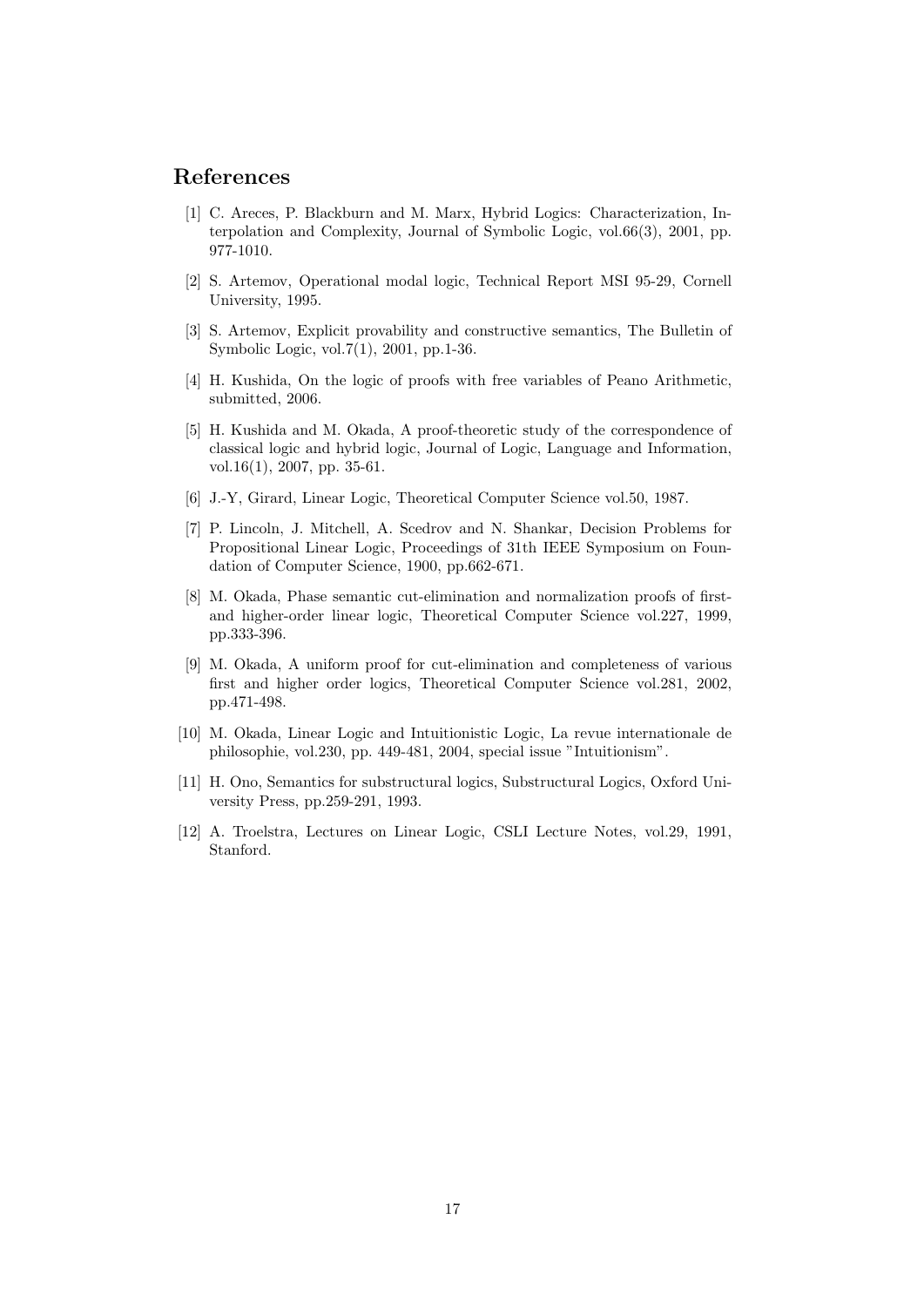## References

[1] C. Areces, P. Blackburn and M. Marx, Hybrid Logics: Characterization, Interpolation and Complexity, Journal of Symbolic Logic, vol.66(3), 2001, pp. 977-1010.

[2] S. Artemov, Operational modal logic, Technical Report MSI 95-29, Cornell University, 1995.

[3] S. Artemov, Explicit provability and constructive semantics, The Bulletin of Symbolic Logic, vol.7(1), 2001, pp.1-36.

[4] H. Kushida, On the logic of proofs with free variables of Peano Arithmetic, submitted, 2006.

[5] H. Kushida and M. Okada, A proof-theoretic study of the correspondence of classical logic and hybrid logic, Journal of Logic, Language and Information, vol.16(1), 2007, pp. 35-61.

[6] J.-Y, Girard, Linear Logic, Theoretical Computer Science vol.50, 1987.

[7] P. Lincoln, J. Mitchell, A. Scedrov and N. Shankar, Decision Problems for Propositional Linear Logic, Proceedings of 31th IEEE Symposium on Foundation of Computer Science, 1900, pp.662-671.

[8] M. Okada, Phase semantic cut-elimination and normalization proofs of first- and higher-order linear logic, Theoretical Computer Science vol.227, 1999, pp.333-396.

[9] M. Okada, A uniform proof for cut-elimination and completeness of various first and higher order logics, Theoretical Computer Science vol.281, 2002, pp.471-498.

[10] M. Okada, Linear Logic and Intuitionistic Logic, La revue internationale de philosophie, vol.230, pp. 449-481, 2004, special issue "Intuitionism".

[11] H. Ono, Semantics for substructural logics, Substructural Logics, Oxford University Press, pp.259-291, 1993.

[12] A. Troelstra, Lectures on Linear Logic, CSLI Lecture Notes, vol.29, 1991, Stanford.